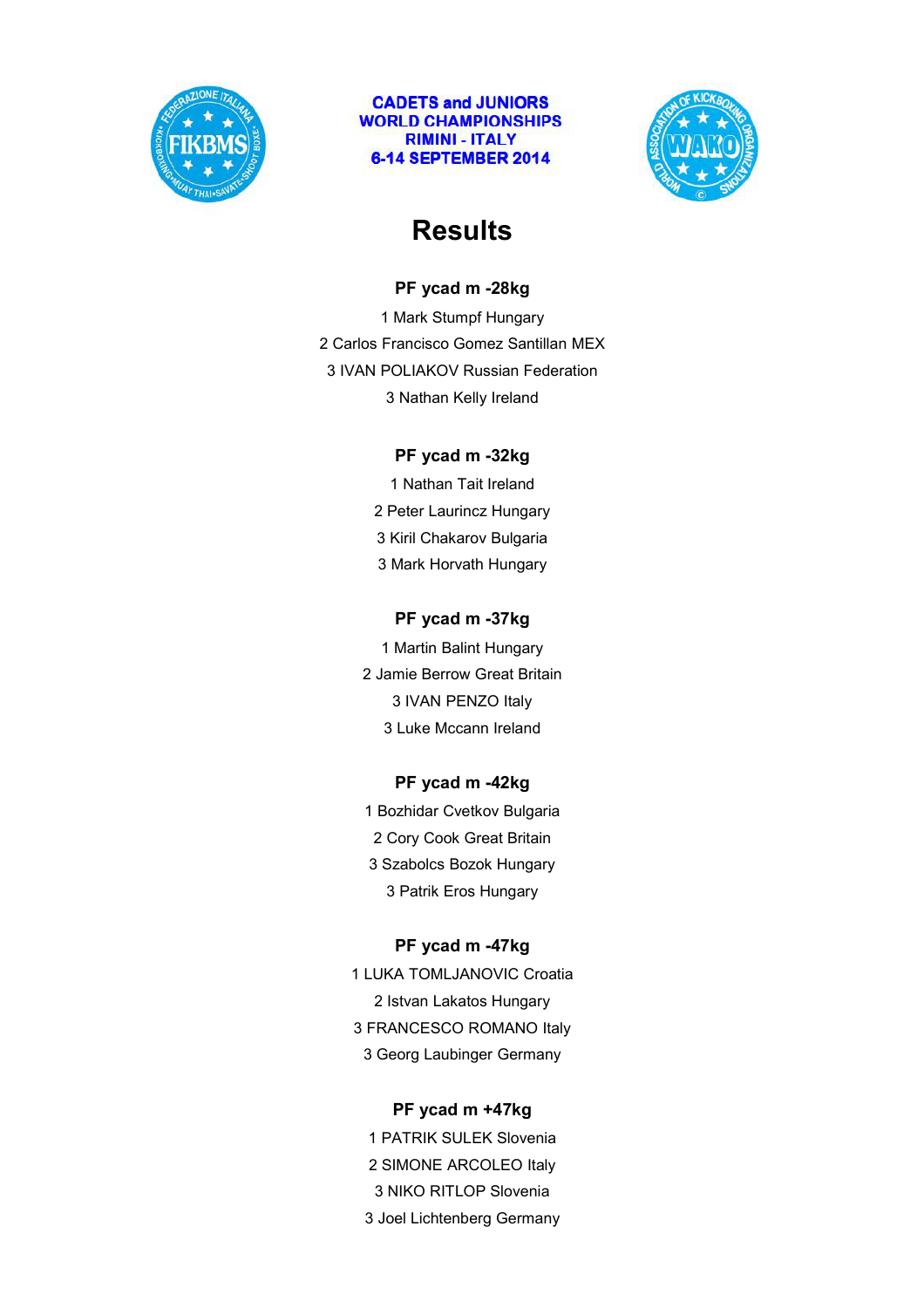**CADETS and JUNIORS**
**WORLD CHAMPIONSHIPS**
**RIMINI - ITALY**
**6-14 SEPTEMBER 2014**

# Results

### PF ycad m -28kg

1 Mark Stumpf Hungary
2 Carlos Francisco Gomez Santillan MEX
3 IVAN POLIAKOV Russian Federation
3 Nathan Kelly Ireland

### PF ycad m -32kg

1 Nathan Tait Ireland
2 Peter Laurincz Hungary
3 Kiril Chakarov Bulgaria
3 Mark Horvath Hungary

### PF ycad m -37kg

1 Martin Balint Hungary
2 Jamie Berrow Great Britain
3 IVAN PENZO Italy
3 Luke Mccann Ireland

### PF ycad m -42kg

1 Bozhidar Cvetkov Bulgaria
2 Cory Cook Great Britain
3 Szabolcs Bozok Hungary
3 Patrik Eros Hungary

### PF ycad m -47kg

1 LUKA TOMLJANOVIC Croatia
2 Istvan Lakatos Hungary
3 FRANCESCO ROMANO Italy
3 Georg Laubinger Germany

### PF ycad m +47kg

1 PATRIK SULEK Slovenia
2 SIMONE ARCOLEO Italy
3 NIKO RITLOP Slovenia
3 Joel Lichtenberg Germany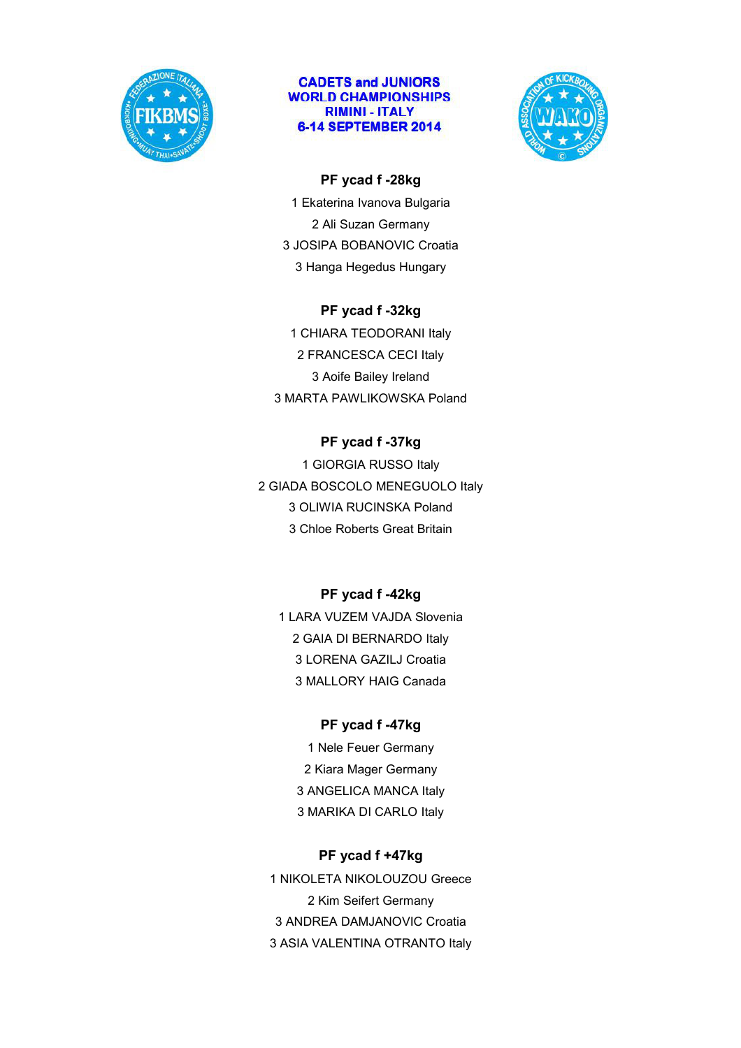**CADETS and JUNIORS**
**WORLD CHAMPIONSHIPS**
**RIMINI - ITALY**
**6-14 SEPTEMBER 2014**

### PF ycad f -28kg

1 Ekaterina Ivanova Bulgaria

2 Ali Suzan Germany

3 JOSIPA BOBANOVIC Croatia

3 Hanga Hegedus Hungary

### PF ycad f -32kg

1 CHIARA TEODORANI Italy

2 FRANCESCA CECI Italy

3 Aoife Bailey Ireland

3 MARTA PAWLIKOWSKA Poland

### PF ycad f -37kg

1 GIORGIA RUSSO Italy

2 GIADA BOSCOLO MENEGUOLO Italy

3 OLIWIA RUCINSKA Poland

3 Chloe Roberts Great Britain

### PF ycad f -42kg

1 LARA VUZEM VAJDA Slovenia

2 GAIA DI BERNARDO Italy

3 LORENA GAZILJ Croatia

3 MALLORY HAIG Canada

### PF ycad f -47kg

1 Nele Feuer Germany

2 Kiara Mager Germany

3 ANGELICA MANCA Italy

3 MARIKA DI CARLO Italy

### PF ycad f +47kg

1 NIKOLETA NIKOLOUZOU Greece

2 Kim Seifert Germany

3 ANDREA DAMJANOVIC Croatia

3 ASIA VALENTINA OTRANTO Italy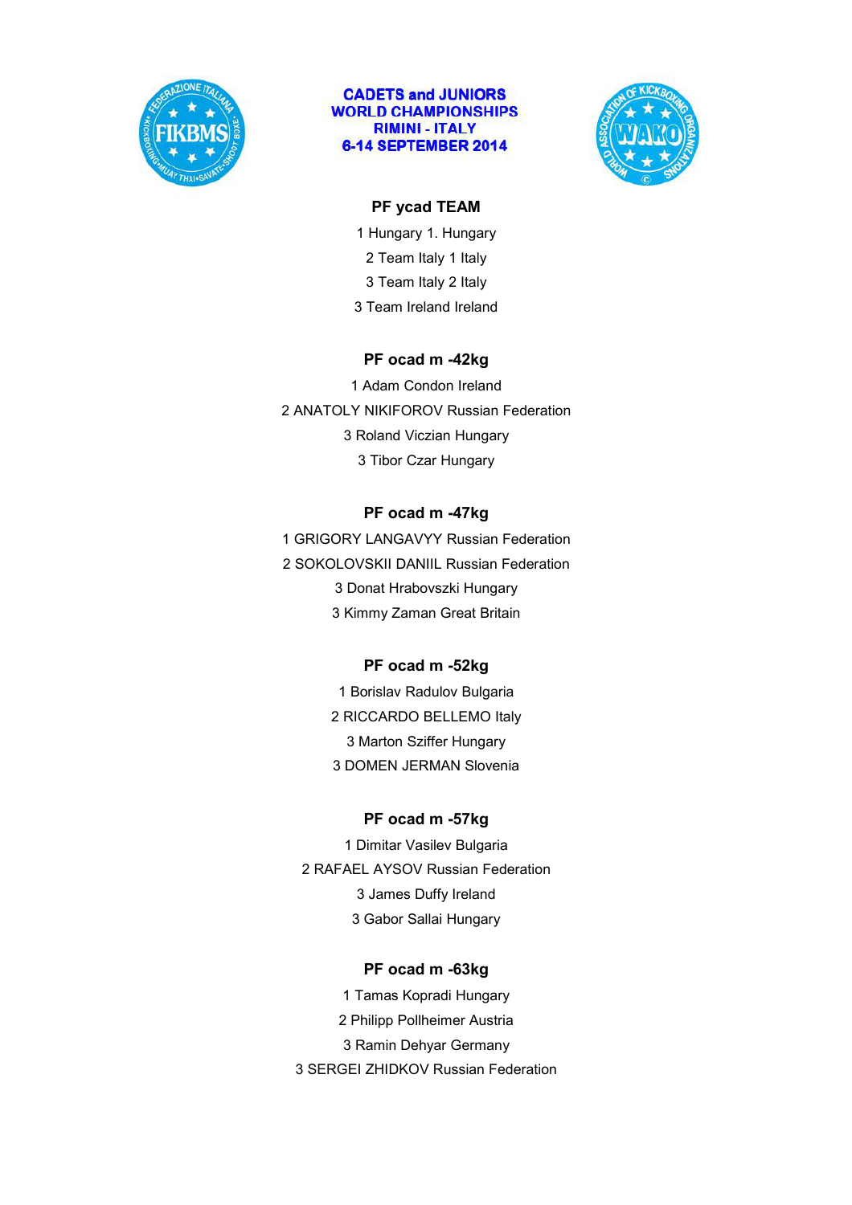**CADETS and JUNIORS**
**WORLD CHAMPIONSHIPS**
**RIMINI - ITALY**
**6-14 SEPTEMBER 2014**

### PF ycad TEAM

1 Hungary 1. Hungary
2 Team Italy 1 Italy
3 Team Italy 2 Italy
3 Team Ireland Ireland

### PF ocad m -42kg

1 Adam Condon Ireland
2 ANATOLY NIKIFOROV Russian Federation
3 Roland Viczian Hungary
3 Tibor Czar Hungary

### PF ocad m -47kg

1 GRIGORY LANGAVYY Russian Federation
2 SOKOLOVSKII DANIIL Russian Federation
3 Donat Hrabovszki Hungary
3 Kimmy Zaman Great Britain

### PF ocad m -52kg

1 Borislav Radulov Bulgaria
2 RICCARDO BELLEMO Italy
3 Marton Sziffer Hungary
3 DOMEN JERMAN Slovenia

### PF ocad m -57kg

1 Dimitar Vasilev Bulgaria
2 RAFAEL AYSOV Russian Federation
3 James Duffy Ireland
3 Gabor Sallai Hungary

### PF ocad m -63kg

1 Tamas Kopradi Hungary
2 Philipp Pollheimer Austria
3 Ramin Dehyar Germany
3 SERGEI ZHIDKOV Russian Federation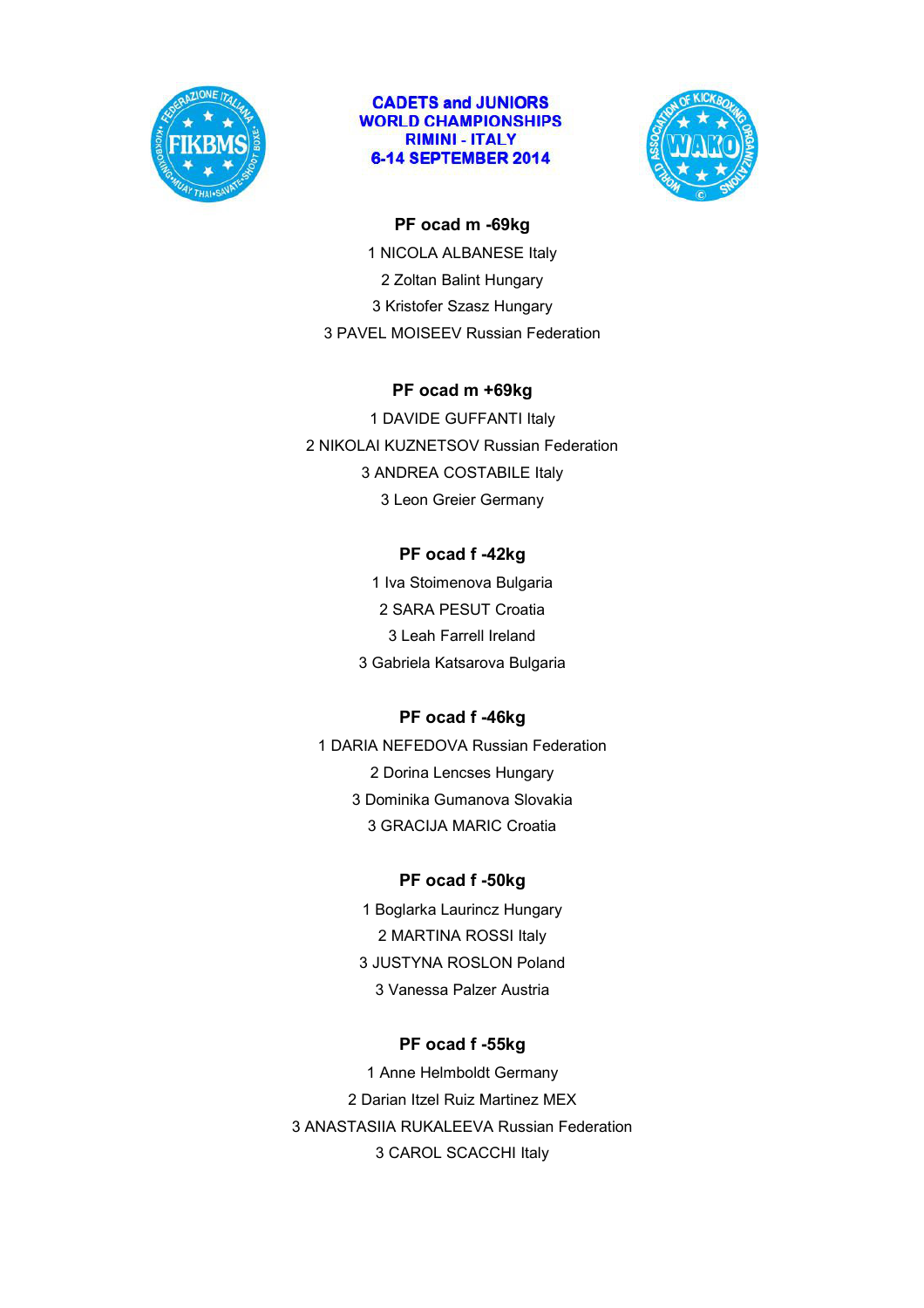**CADETS and JUNIORS**
**WORLD CHAMPIONSHIPS**
**RIMINI - ITALY**
**6-14 SEPTEMBER 2014**

### PF ocad m -69kg

1 NICOLA ALBANESE Italy

2 Zoltan Balint Hungary

3 Kristofer Szasz Hungary

3 PAVEL MOISEEV Russian Federation

### PF ocad m +69kg

1 DAVIDE GUFFANTI Italy

2 NIKOLAI KUZNETSOV Russian Federation

3 ANDREA COSTABILE Italy

3 Leon Greier Germany

### PF ocad f -42kg

1 Iva Stoimenova Bulgaria

2 SARA PESUT Croatia

3 Leah Farrell Ireland

3 Gabriela Katsarova Bulgaria

### PF ocad f -46kg

1 DARIA NEFEDOVA Russian Federation

2 Dorina Lencses Hungary

3 Dominika Gumanova Slovakia

3 GRACIJA MARIC Croatia

### PF ocad f -50kg

1 Boglarka Laurincz Hungary

2 MARTINA ROSSI Italy

3 JUSTYNA ROSLON Poland

3 Vanessa Palzer Austria

### PF ocad f -55kg

1 Anne Helmboldt Germany

2 Darian Itzel Ruiz Martinez MEX

3 ANASTASIIA RUKALEEVA Russian Federation

3 CAROL SCACCHI Italy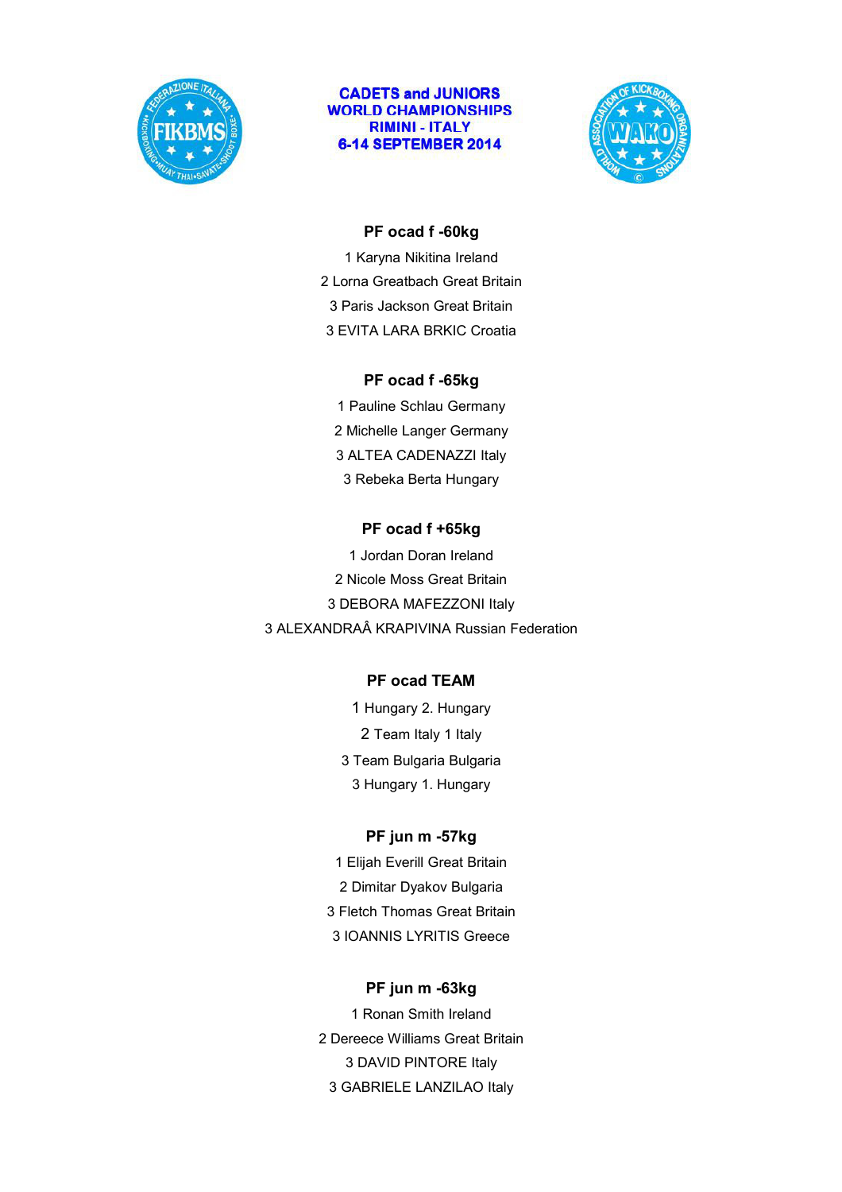**CADETS and JUNIORS**
**WORLD CHAMPIONSHIPS**
**RIMINI - ITALY**
**6-14 SEPTEMBER 2014**

### PF ocad f -60kg

1 Karyna Nikitina Ireland
2 Lorna Greatbach Great Britain
3 Paris Jackson Great Britain
3 EVITA LARA BRKIC Croatia

### PF ocad f -65kg

1 Pauline Schlau Germany
2 Michelle Langer Germany
3 ALTEA CADENAZZI Italy
3 Rebeka Berta Hungary

### PF ocad f +65kg

1 Jordan Doran Ireland
2 Nicole Moss Great Britain
3 DEBORA MAFEZZONI Italy
3 ALEXANDRAÂ KRAPIVINA Russian Federation

### PF ocad TEAM

1 Hungary 2. Hungary
2 Team Italy 1 Italy
3 Team Bulgaria Bulgaria
3 Hungary 1. Hungary

### PF jun m -57kg

1 Elijah Everill Great Britain
2 Dimitar Dyakov Bulgaria
3 Fletch Thomas Great Britain
3 IOANNIS LYRITIS Greece

### PF jun m -63kg

1 Ronan Smith Ireland
2 Dereece Williams Great Britain
3 DAVID PINTORE Italy
3 GABRIELE LANZILAO Italy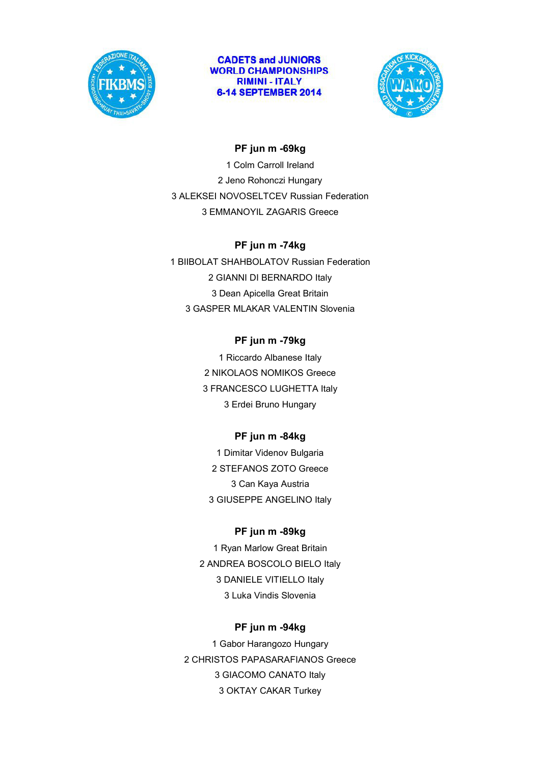**CADETS and JUNIORS**
**WORLD CHAMPIONSHIPS**
**RIMINI - ITALY**
**6-14 SEPTEMBER 2014**

**PF jun m -69kg**

1 Colm Carroll Ireland

2 Jeno Rohonczi Hungary

3 ALEKSEI NOVOSELTCEV Russian Federation

3 EMMANOYIL ZAGARIS Greece

**PF jun m -74kg**

1 BIIBOLAT SHAHBOLATOV Russian Federation

2 GIANNI DI BERNARDO Italy

3 Dean Apicella Great Britain

3 GASPER MLAKAR VALENTIN Slovenia

**PF jun m -79kg**

1 Riccardo Albanese Italy

2 NIKOLAOS NOMIKOS Greece

3 FRANCESCO LUGHETTA Italy

3 Erdei Bruno Hungary

**PF jun m -84kg**

1 Dimitar Videnov Bulgaria

2 STEFANOS ZOTO Greece

3 Can Kaya Austria

3 GIUSEPPE ANGELINO Italy

**PF jun m -89kg**

1 Ryan Marlow Great Britain

2 ANDREA BOSCOLO BIELO Italy

3 DANIELE VITIELLO Italy

3 Luka Vindis Slovenia

**PF jun m -94kg**

1 Gabor Harangozo Hungary

2 CHRISTOS PAPASARAFIANOS Greece

3 GIACOMO CANATO Italy

3 OKTAY CAKAR Turkey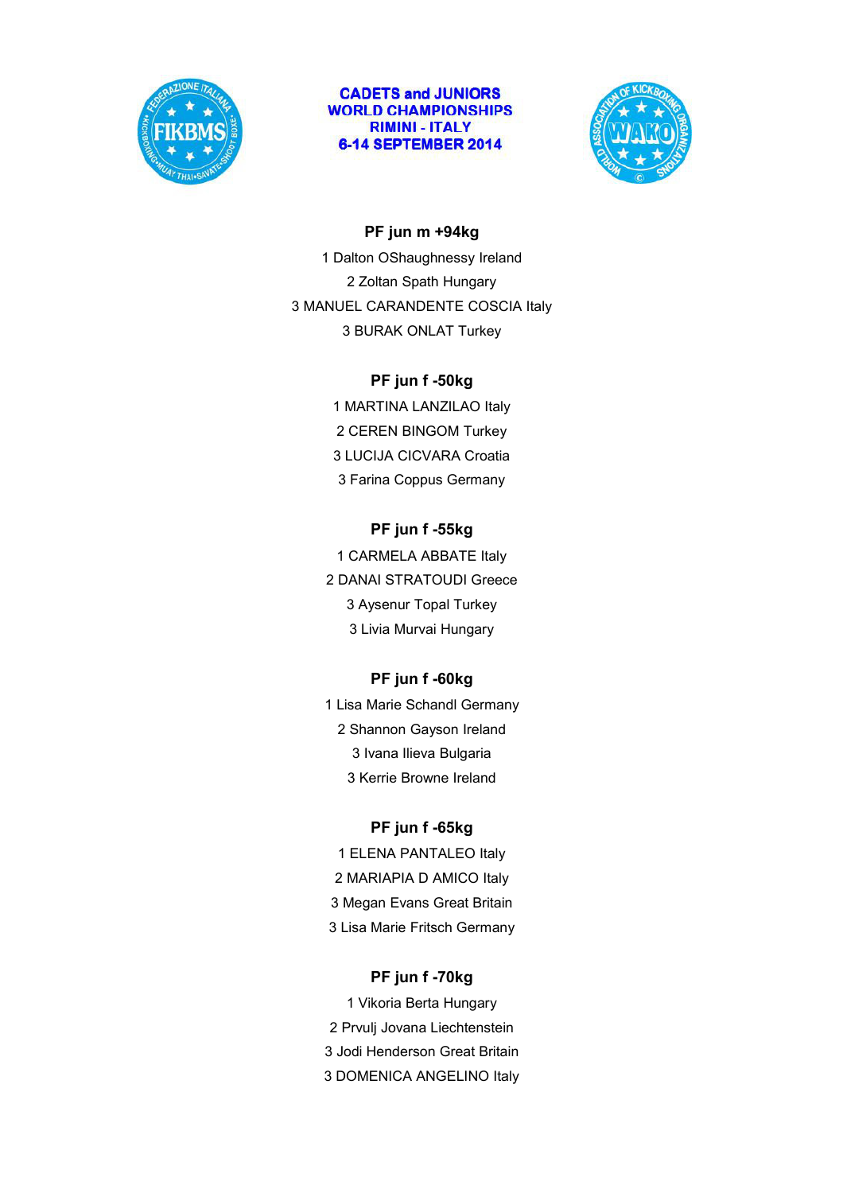**CADETS and JUNIORS**
**WORLD CHAMPIONSHIPS**
**RIMINI - ITALY**
**6-14 SEPTEMBER 2014**

### PF jun m +94kg

1 Dalton OShaughnessy Ireland
2 Zoltan Spath Hungary
3 MANUEL CARANDENTE COSCIA Italy
3 BURAK ONLAT Turkey

### PF jun f -50kg

1 MARTINA LANZILAO Italy
2 CEREN BINGOM Turkey
3 LUCIJA CICVARA Croatia
3 Farina Coppus Germany

### PF jun f -55kg

1 CARMELA ABBATE Italy
2 DANAI STRATOUDI Greece
3 Aysenur Topal Turkey
3 Livia Murvai Hungary

### PF jun f -60kg

1 Lisa Marie Schandl Germany
2 Shannon Gayson Ireland
3 Ivana Ilieva Bulgaria
3 Kerrie Browne Ireland

### PF jun f -65kg

1 ELENA PANTALEO Italy
2 MARIAPIA D AMICO Italy
3 Megan Evans Great Britain
3 Lisa Marie Fritsch Germany

### PF jun f -70kg

1 Vikoria Berta Hungary
2 Prvulj Jovana Liechtenstein
3 Jodi Henderson Great Britain
3 DOMENICA ANGELINO Italy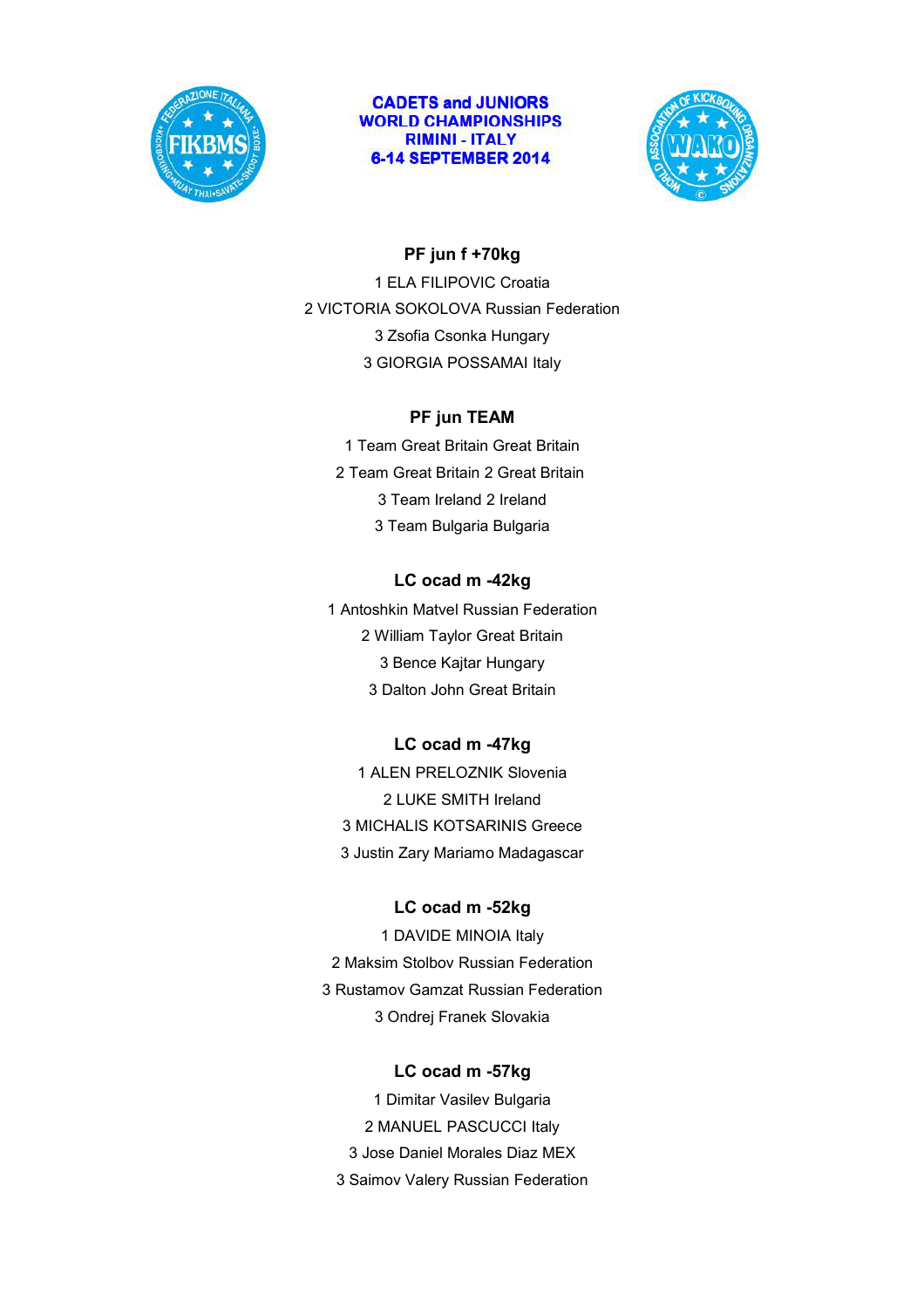CADETS and JUNIORS
WORLD CHAMPIONSHIPS
RIMINI - ITALY
6-14 SEPTEMBER 2014

**PF jun f +70kg**

1 ELA FILIPOVIC Croatia

2 VICTORIA SOKOLOVA Russian Federation

3 Zsofia Csonka Hungary

3 GIORGIA POSSAMAI Italy

**PF jun TEAM**

1 Team Great Britain Great Britain

2 Team Great Britain 2 Great Britain

3 Team Ireland 2 Ireland

3 Team Bulgaria Bulgaria

**LC ocad m -42kg**

1 Antoshkin Matvel Russian Federation

2 William Taylor Great Britain

3 Bence Kajtar Hungary

3 Dalton John Great Britain

**LC ocad m -47kg**

1 ALEN PRELOZNIK Slovenia

2 LUKE SMITH Ireland

3 MICHALIS KOTSARINIS Greece

3 Justin Zary Mariamo Madagascar

**LC ocad m -52kg**

1 DAVIDE MINOIA Italy

2 Maksim Stolbov Russian Federation

3 Rustamov Gamzat Russian Federation

3 Ondrej Franek Slovakia

**LC ocad m -57kg**

1 Dimitar Vasilev Bulgaria

2 MANUEL PASCUCCI Italy

3 Jose Daniel Morales Diaz MEX

3 Saimov Valery Russian Federation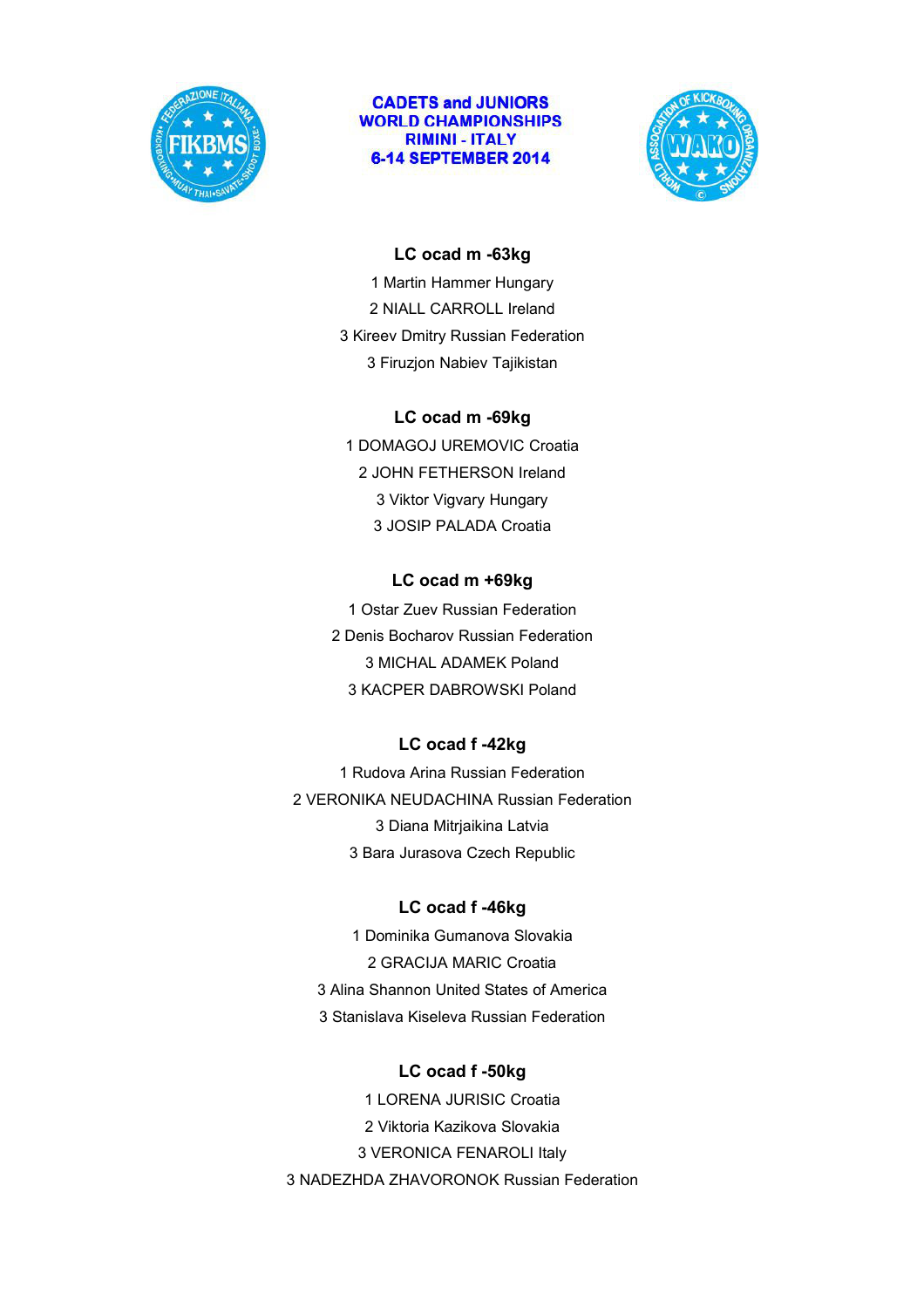**CADETS and JUNIORS**
**WORLD CHAMPIONSHIPS**
**RIMINI - ITALY**
**6-14 SEPTEMBER 2014**

### LC ocad m -63kg

1 Martin Hammer Hungary

2 NIALL CARROLL Ireland

3 Kireev Dmitry Russian Federation

3 Firuzjon Nabiev Tajikistan

### LC ocad m -69kg

1 DOMAGOJ UREMOVIC Croatia

2 JOHN FETHERSON Ireland

3 Viktor Vigvary Hungary

3 JOSIP PALADA Croatia

### LC ocad m +69kg

1 Ostar Zuev Russian Federation

2 Denis Bocharov Russian Federation

3 MICHAL ADAMEK Poland

3 KACPER DABROWSKI Poland

### LC ocad f -42kg

1 Rudova Arina Russian Federation

2 VERONIKA NEUDACHINA Russian Federation

3 Diana Mitrjaikina Latvia

3 Bara Jurasova Czech Republic

### LC ocad f -46kg

1 Dominika Gumanova Slovakia

2 GRACIJA MARIC Croatia

3 Alina Shannon United States of America

3 Stanislava Kiseleva Russian Federation

### LC ocad f -50kg

1 LORENA JURISIC Croatia

2 Viktoria Kazikova Slovakia

3 VERONICA FENAROLI Italy

3 NADEZHDA ZHAVORONOK Russian Federation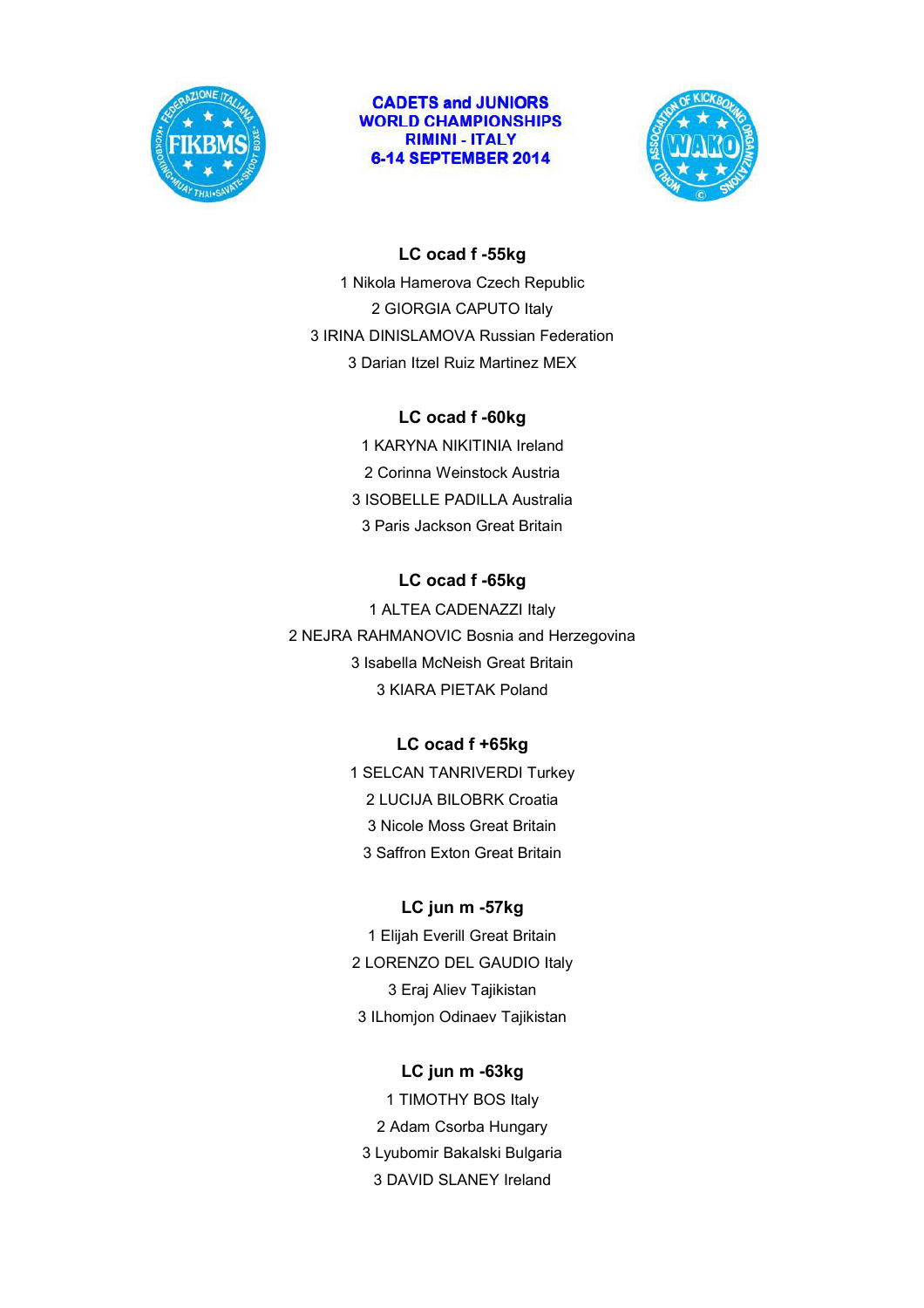**CADETS and JUNIORS**
**WORLD CHAMPIONSHIPS**
**RIMINI - ITALY**
**6-14 SEPTEMBER 2014**

### LC ocad f -55kg

1 Nikola Hamerova Czech Republic
2 GIORGIA CAPUTO Italy
3 IRINA DINISLAMOVA Russian Federation
3 Darian Itzel Ruiz Martinez MEX

### LC ocad f -60kg

1 KARYNA NIKITINIA Ireland
2 Corinna Weinstock Austria
3 ISOBELLE PADILLA Australia
3 Paris Jackson Great Britain

### LC ocad f -65kg

1 ALTEA CADENAZZI Italy
2 NEJRA RAHMANOVIC Bosnia and Herzegovina
3 Isabella McNeish Great Britain
3 KIARA PIETAK Poland

### LC ocad f +65kg

1 SELCAN TANRIVERDI Turkey
2 LUCIJA BILOBRK Croatia
3 Nicole Moss Great Britain
3 Saffron Exton Great Britain

### LC jun m -57kg

1 Elijah Everill Great Britain
2 LORENZO DEL GAUDIO Italy
3 Eraj Aliev Tajikistan
3 ILhomjon Odinaev Tajikistan

### LC jun m -63kg

1 TIMOTHY BOS Italy
2 Adam Csorba Hungary
3 Lyubomir Bakalski Bulgaria
3 DAVID SLANEY Ireland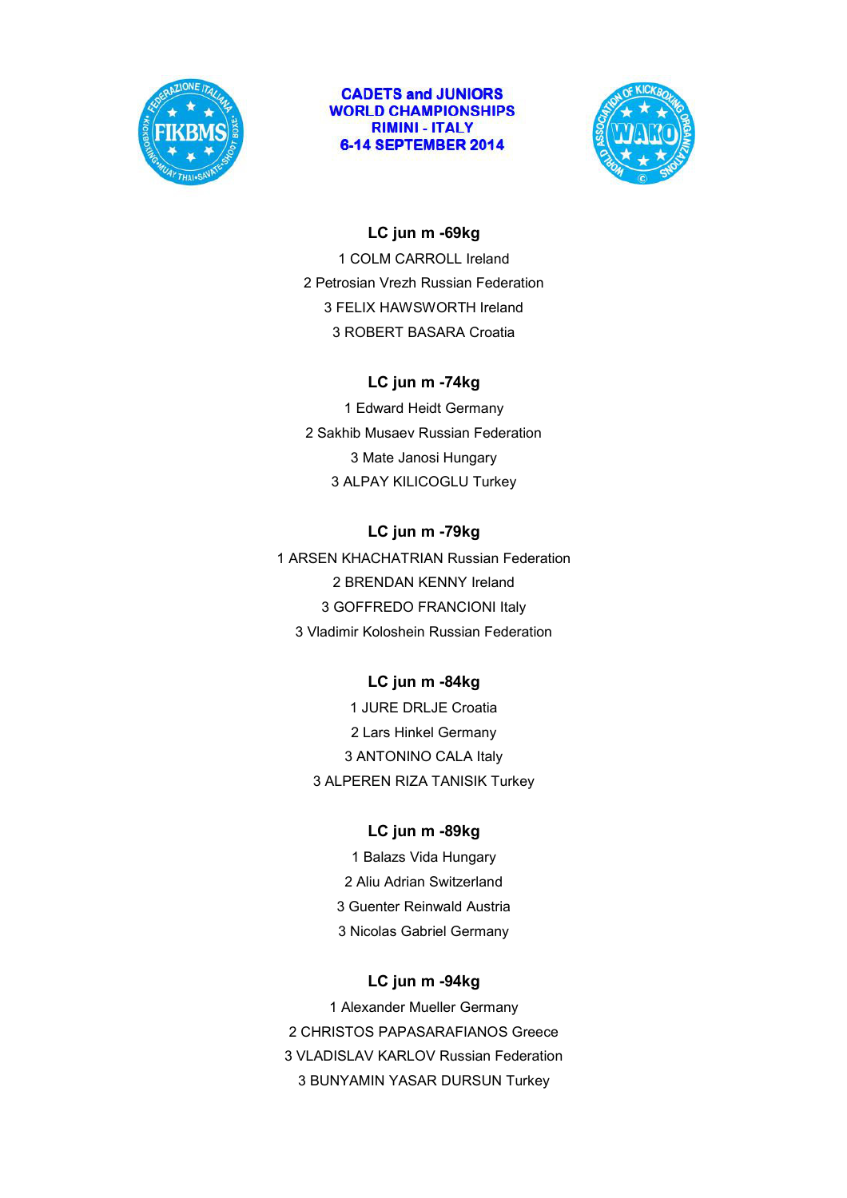**CADETS and JUNIORS WORLD CHAMPIONSHIPS RIMINI - ITALY 6-14 SEPTEMBER 2014**

### LC jun m -69kg

1 COLM CARROLL Ireland
2 Petrosian Vrezh Russian Federation
3 FELIX HAWSWORTH Ireland
3 ROBERT BASARA Croatia

### LC jun m -74kg

1 Edward Heidt Germany
2 Sakhib Musaev Russian Federation
3 Mate Janosi Hungary
3 ALPAY KILICOGLU Turkey

### LC jun m -79kg

1 ARSEN KHACHATRIAN Russian Federation
2 BRENDAN KENNY Ireland
3 GOFFREDO FRANCIONI Italy
3 Vladimir Koloshein Russian Federation

### LC jun m -84kg

1 JURE DRLJE Croatia
2 Lars Hinkel Germany
3 ANTONINO CALA Italy
3 ALPEREN RIZA TANISIK Turkey

### LC jun m -89kg

1 Balazs Vida Hungary
2 Aliu Adrian Switzerland
3 Guenter Reinwald Austria
3 Nicolas Gabriel Germany

### LC jun m -94kg

1 Alexander Mueller Germany
2 CHRISTOS PAPASARAFIANOS Greece
3 VLADISLAV KARLOV Russian Federation
3 BUNYAMIN YASAR DURSUN Turkey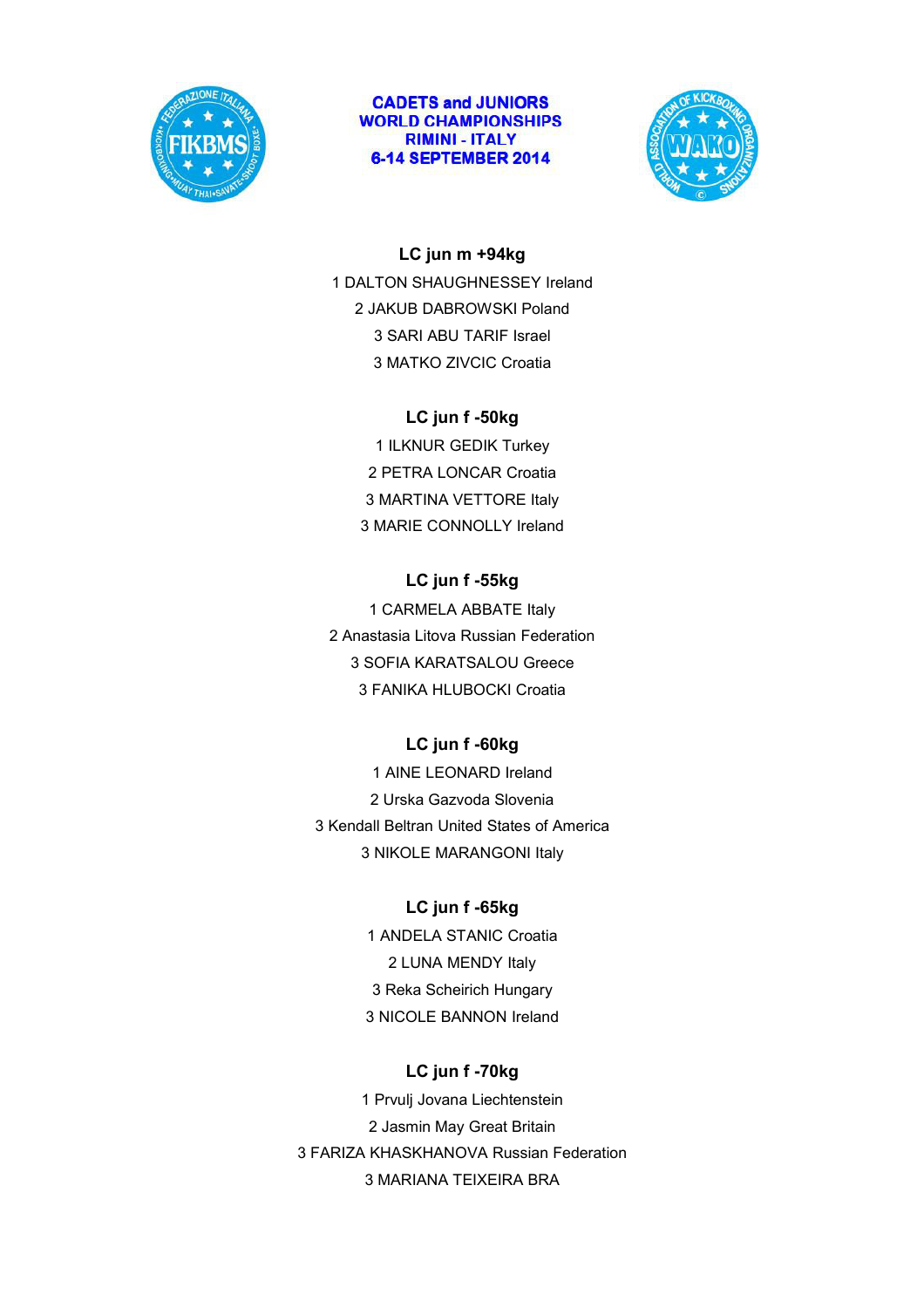**CADETS and JUNIORS**
**WORLD CHAMPIONSHIPS**
**RIMINI - ITALY**
**6-14 SEPTEMBER 2014**

### LC jun m +94kg

1 DALTON SHAUGHNESSEY Ireland
2 JAKUB DABROWSKI Poland
3 SARI ABU TARIF Israel
3 MATKO ZIVCIC Croatia

### LC jun f -50kg

1 ILKNUR GEDIK Turkey
2 PETRA LONCAR Croatia
3 MARTINA VETTORE Italy
3 MARIE CONNOLLY Ireland

### LC jun f -55kg

1 CARMELA ABBATE Italy
2 Anastasia Litova Russian Federation
3 SOFIA KARATSALOU Greece
3 FANIKA HLUBOCKI Croatia

### LC jun f -60kg

1 AINE LEONARD Ireland
2 Urska Gazvoda Slovenia
3 Kendall Beltran United States of America
3 NIKOLE MARANGONI Italy

### LC jun f -65kg

1 ANDELA STANIC Croatia
2 LUNA MENDY Italy
3 Reka Scheirich Hungary
3 NICOLE BANNON Ireland

### LC jun f -70kg

1 Prvulj Jovana Liechtenstein
2 Jasmin May Great Britain
3 FARIZA KHASHKHANOVA Russian Federation
3 MARIANA TEIXEIRA BRA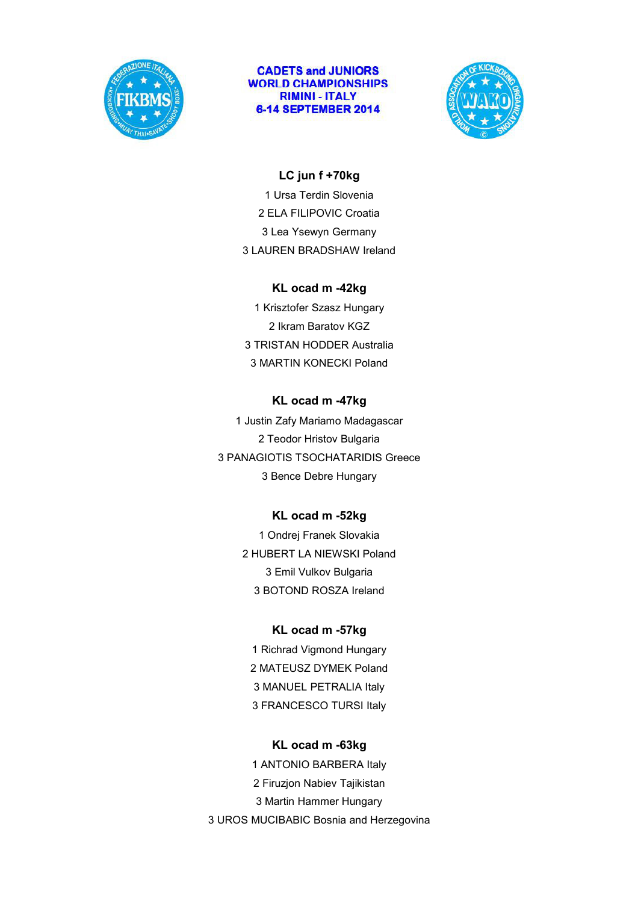**CADETS and JUNIORS**
**WORLD CHAMPIONSHIPS**
**RIMINI - ITALY**
**6-14 SEPTEMBER 2014**

### LC jun f +70kg

1 Ursa Terdin Slovenia

2 ELA FILIPOVIC Croatia

3 Lea Ysewyn Germany

3 LAUREN BRADSHAW Ireland

### KL ocad m -42kg

1 Krisztofer Szasz Hungary

2 Ikram Baratov KGZ

3 TRISTAN HODDER Australia

3 MARTIN KONECKI Poland

### KL ocad m -47kg

1 Justin Zafy Mariamo Madagascar

2 Teodor Hristov Bulgaria

3 PANAGIOTIS TSOCHATARIDIS Greece

3 Bence Debre Hungary

### KL ocad m -52kg

1 Ondrej Franek Slovakia

2 HUBERT LA NIEWSKI Poland

3 Emil Vulkov Bulgaria

3 BOTOND ROSZA Ireland

### KL ocad m -57kg

1 Richrad Vigmond Hungary

2 MATEUSZ DYMEK Poland

3 MANUEL PETRALIA Italy

3 FRANCESCO TURSI Italy

### KL ocad m -63kg

1 ANTONIO BARBERA Italy

2 Firuzjon Nabiev Tajikistan

3 Martin Hammer Hungary

3 UROS MUCIBABIC Bosnia and Herzegovina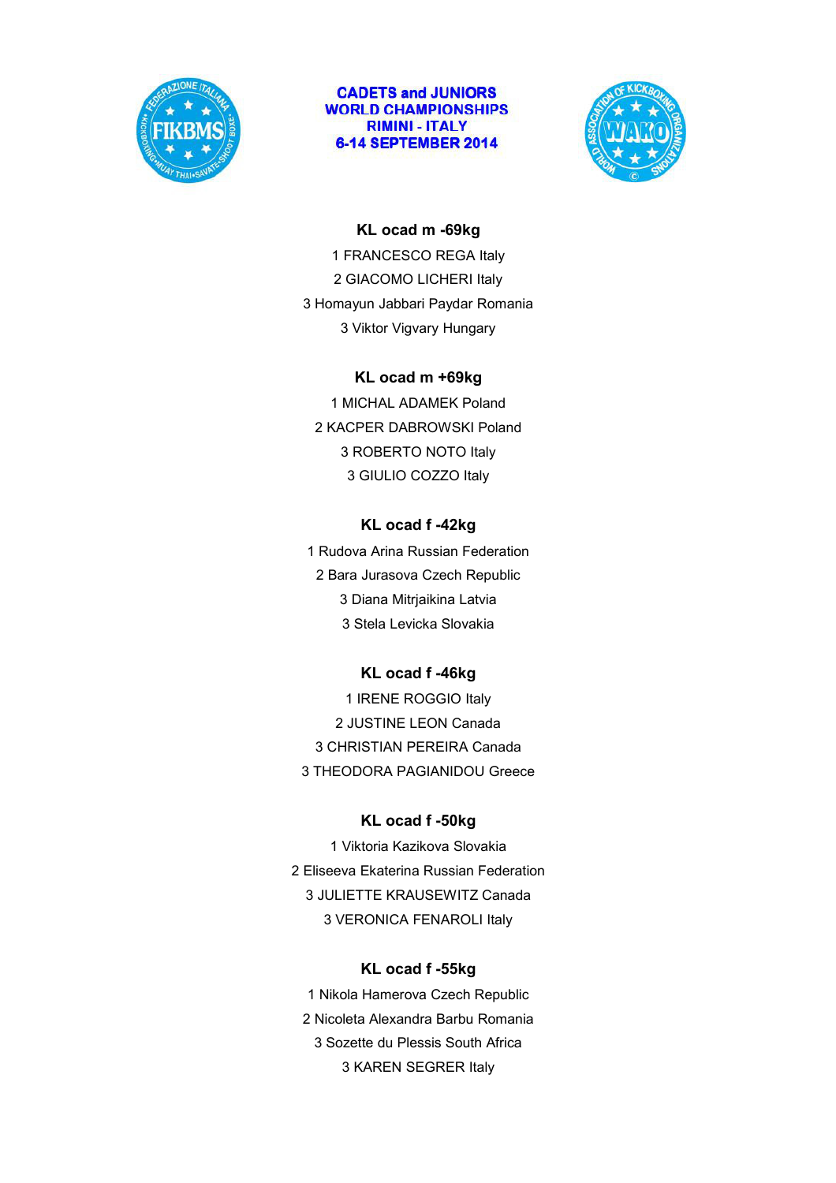CADETS and JUNIORS
WORLD CHAMPIONSHIPS
RIMINI - ITALY
6-14 SEPTEMBER 2014

### KL ocad m -69kg

1 FRANCESCO REGA Italy
2 GIACOMO LICHERI Italy
3 Homayun Jabbari Paydar Romania
3 Viktor Vigvary Hungary

### KL ocad m +69kg

1 MICHAL ADAMEK Poland
2 KACPER DABROWSKI Poland
3 ROBERTO NOTO Italy
3 GIULIO COZZO Italy

### KL ocad f -42kg

1 Rudova Arina Russian Federation
2 Bara Jurasova Czech Republic
3 Diana Mitrjaikina Latvia
3 Stela Levicka Slovakia

### KL ocad f -46kg

1 IRENE ROGGIO Italy
2 JUSTINE LEON Canada
3 CHRISTIAN PEREIRA Canada
3 THEODORA PAGIANIDOU Greece

### KL ocad f -50kg

1 Viktoria Kazikova Slovakia
2 Eliseeva Ekaterina Russian Federation
3 JULIETTE KRAUSEWITZ Canada
3 VERONICA FENAROLI Italy

### KL ocad f -55kg

1 Nikola Hamerova Czech Republic
2 Nicoleta Alexandra Barbu Romania
3 Sozette du Plessis South Africa
3 KAREN SEGRER Italy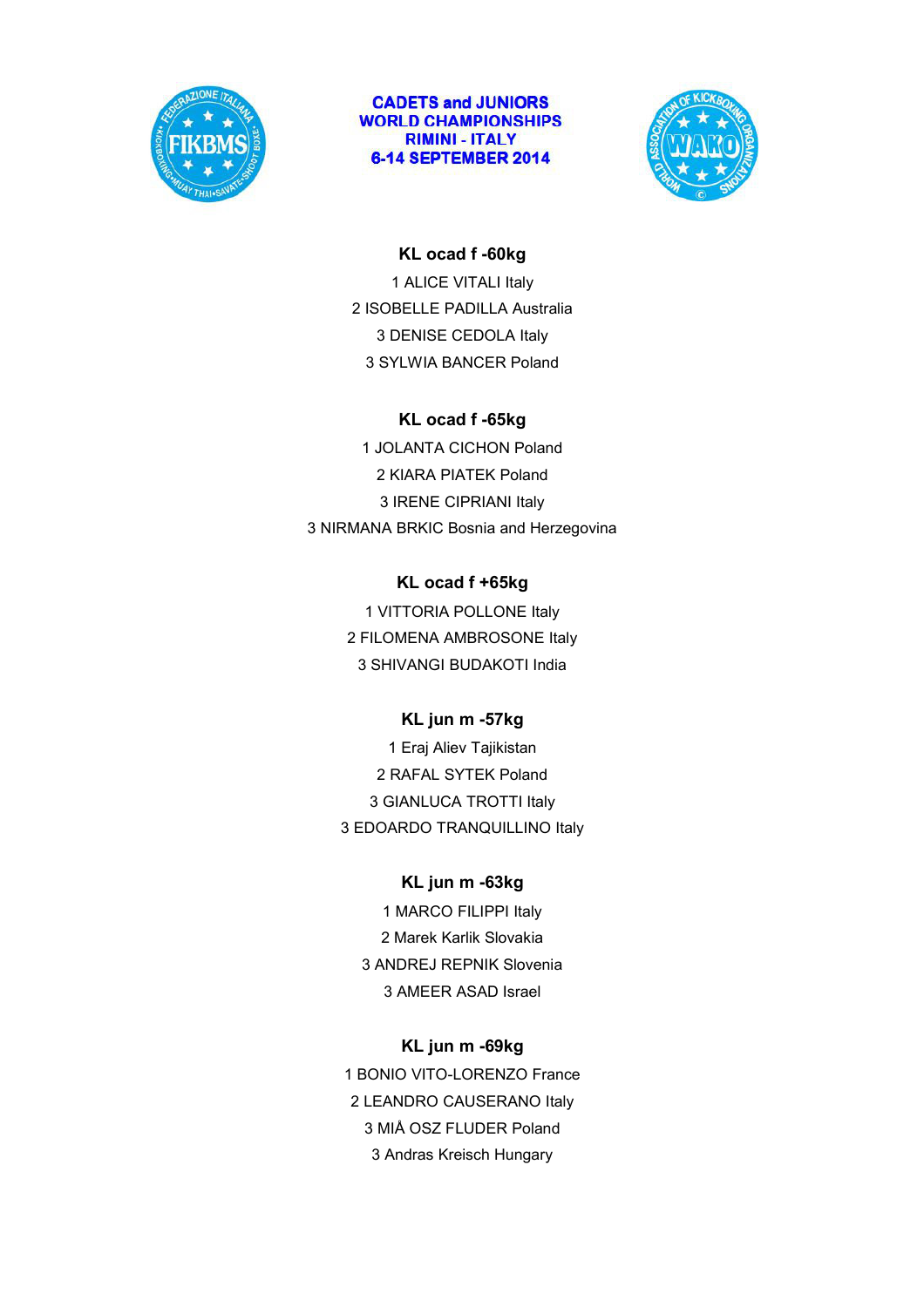CADETS and JUNIORS
WORLD CHAMPIONSHIPS
RIMINI - ITALY
6-14 SEPTEMBER 2014

**KL ocad f -60kg**

1 ALICE VITALI Italy
2 ISOBELLE PADILLA Australia
3 DENISE CEDOLA Italy
3 SYLWIA BANCER Poland

**KL ocad f -65kg**

1 JOLANTA CICHON Poland
2 KIARA PIATEK Poland
3 IRENE CIPRIANI Italy
3 NIRMANA BRKIC Bosnia and Herzegovina

**KL ocad f +65kg**

1 VITTORIA POLLONE Italy
2 FILOMENA AMBROSONE Italy
3 SHIVANGI BUDAKOTI India

**KL jun m -57kg**

1 Eraj Aliev Tajikistan
2 RAFAL SYTEK Poland
3 GIANLUCA TROTTI Italy
3 EDOARDO TRANQUILLINO Italy

**KL jun m -63kg**

1 MARCO FILIPPI Italy
2 Marek Karlik Slovakia
3 ANDREJ REPNIK Slovenia
3 AMEER ASAD Israel

**KL jun m -69kg**

1 BONIO VITO-LORENZO France
2 LEANDRO CAUSERANO Italy
3 MIÅ OSZ FLUDER Poland
3 Andras Kreisch Hungary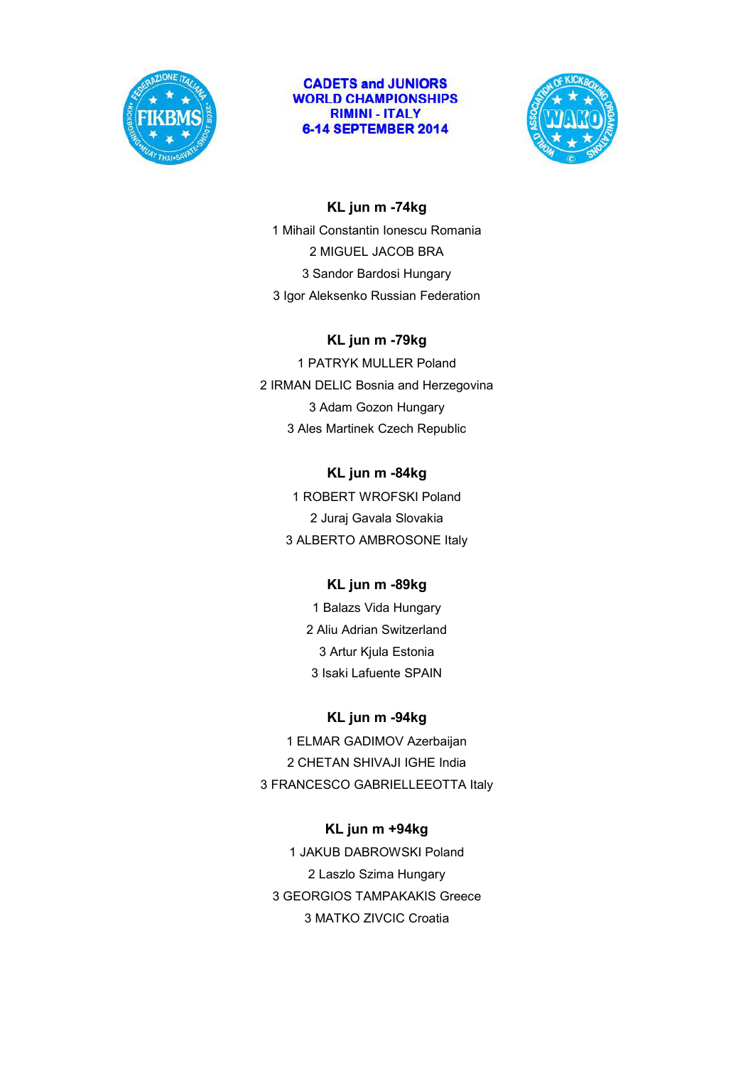**CADETS and JUNIORS**
**WORLD CHAMPIONSHIPS**
**RIMINI - ITALY**
**6-14 SEPTEMBER 2014**

### KL jun m -74kg

1 Mihail Constantin Ionescu Romania
2 MIGUEL JACOB BRA
3 Sandor Bardosi Hungary
3 Igor Aleksenko Russian Federation

### KL jun m -79kg

1 PATRYK MULLER Poland
2 IRMAN DELIC Bosnia and Herzegovina
3 Adam Gozon Hungary
3 Ales Martinek Czech Republic

### KL jun m -84kg

1 ROBERT WROFSKI Poland
2 Juraj Gavala Slovakia
3 ALBERTO AMBROSONE Italy

### KL jun m -89kg

1 Balazs Vida Hungary
2 Aliu Adrian Switzerland
3 Artur Kjula Estonia
3 Isaki Lafuente SPAIN

### KL jun m -94kg

1 ELMAR GADIMOV Azerbaijan
2 CHETAN SHIVAJI IGHE India
3 FRANCESCO GABRIELLEEOTTA Italy

### KL jun m +94kg

1 JAKUB DABROWSKI Poland
2 Laszlo Szima Hungary
3 GEORGIOS TAMPAKAKIS Greece
3 MATKO ZIVCIC Croatia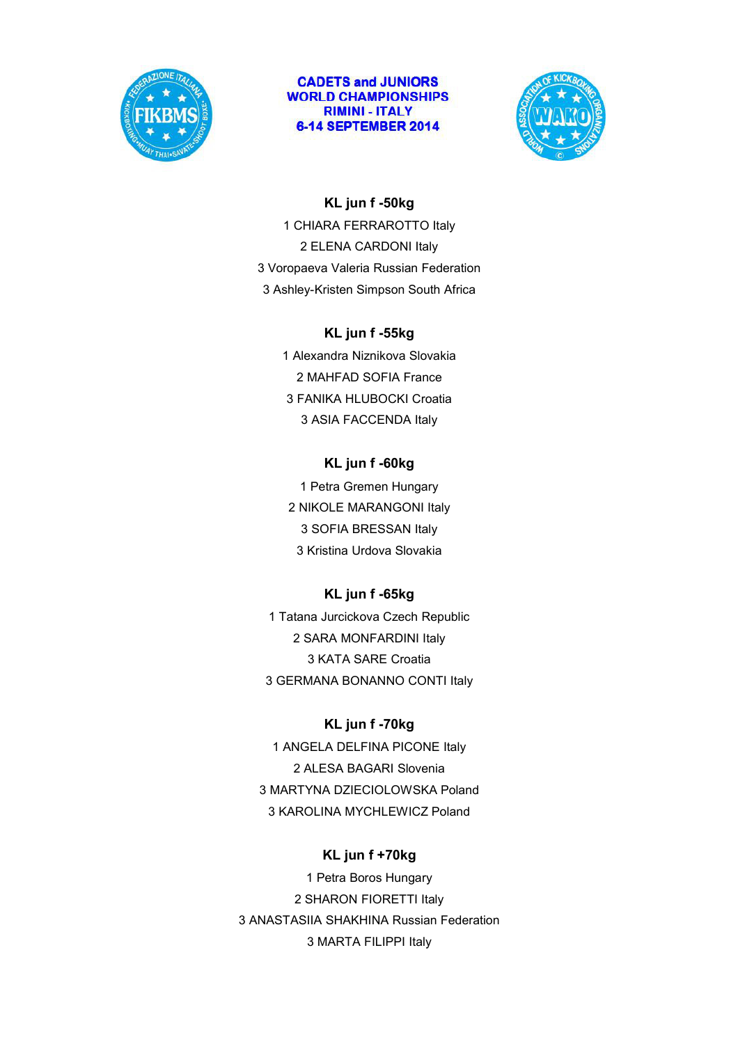**CADETS and JUNIORS**
**WORLD CHAMPIONSHIPS**
**RIMINI - ITALY**
**6-14 SEPTEMBER 2014**

### KL jun f -50kg

1 CHIARA FERRAROTTO Italy
2 ELENA CARDONI Italy
3 Voropaeva Valeria Russian Federation
3 Ashley-Kristen Simpson South Africa

### KL jun f -55kg

1 Alexandra Niznikova Slovakia
2 MAHFAD SOFIA France
3 FANIKA HLUBOCKI Croatia
3 ASIA FACCENDA Italy

### KL jun f -60kg

1 Petra Gremen Hungary
2 NIKOLE MARANGONI Italy
3 SOFIA BRESSAN Italy
3 Kristina Urdova Slovakia

### KL jun f -65kg

1 Tatana Jurcickova Czech Republic
2 SARA MONFARDINI Italy
3 KATA SARE Croatia
3 GERMANA BONANNO CONTI Italy

### KL jun f -70kg

1 ANGELA DELFINA PICONE Italy
2 ALESA BAGARI Slovenia
3 MARTYNA DZIECIOLOWSKA Poland
3 KAROLINA MYCHLEWICZ Poland

### KL jun f +70kg

1 Petra Boros Hungary
2 SHARON FIORETTI Italy
3 ANASTASIIA SHAKHINA Russian Federation
3 MARTA FILIPPI Italy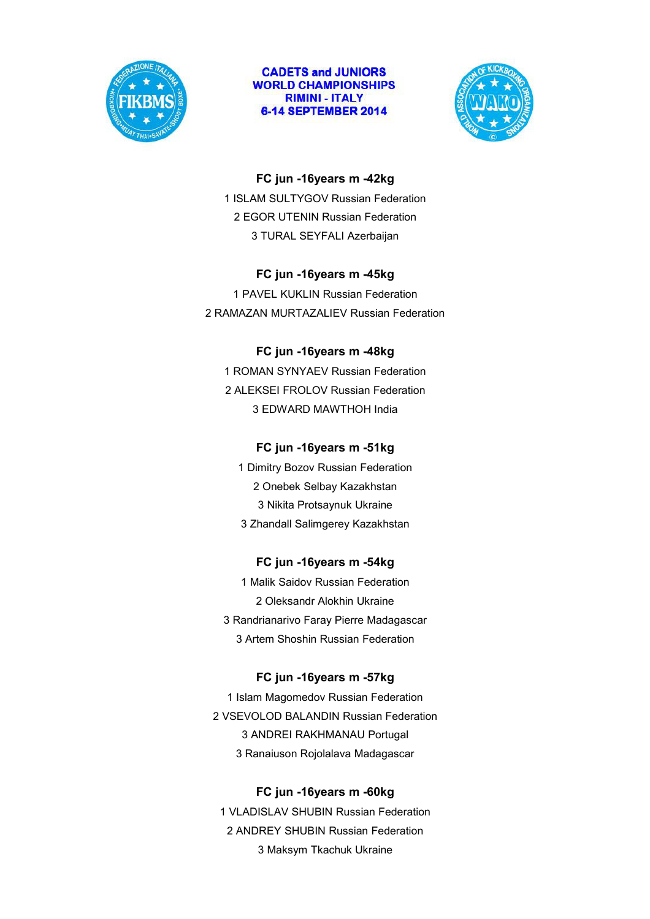**CADETS and JUNIORS**
**WORLD CHAMPIONSHIPS**
**RIMINI - ITALY**
**6-14 SEPTEMBER 2014**

### FC jun -16years m -42kg

1 ISLAM SULTYGOV Russian Federation
2 EGOR UTENIN Russian Federation
3 TURAL SEYFALI Azerbaijan

### FC jun -16years m -45kg

1 PAVEL KUKLIN Russian Federation
2 RAMAZAN MURTAZALIEV Russian Federation

### FC jun -16years m -48kg

1 ROMAN SYNYAEV Russian Federation
2 ALEKSEI FROLOV Russian Federation
3 EDWARD MAWTHOH India

### FC jun -16years m -51kg

1 Dimitry Bozov Russian Federation
2 Onebek Selbay Kazakhstan
3 Nikita Protsaynuk Ukraine
3 Zhandall Salimgerey Kazakhstan

### FC jun -16years m -54kg

1 Malik Saidov Russian Federation
2 Oleksandr Alokhin Ukraine
3 Randrianarivo Faray Pierre Madagascar
3 Artem Shoshin Russian Federation

### FC jun -16years m -57kg

1 Islam Magomedov Russian Federation
2 VSEVOLOD BALANDIN Russian Federation
3 ANDREI RAKHMANAU Portugal
3 Ranaiuson Rojolalava Madagascar

### FC jun -16years m -60kg

1 VLADISLAV SHUBIN Russian Federation
2 ANDREY SHUBIN Russian Federation
3 Maksym Tkachuk Ukraine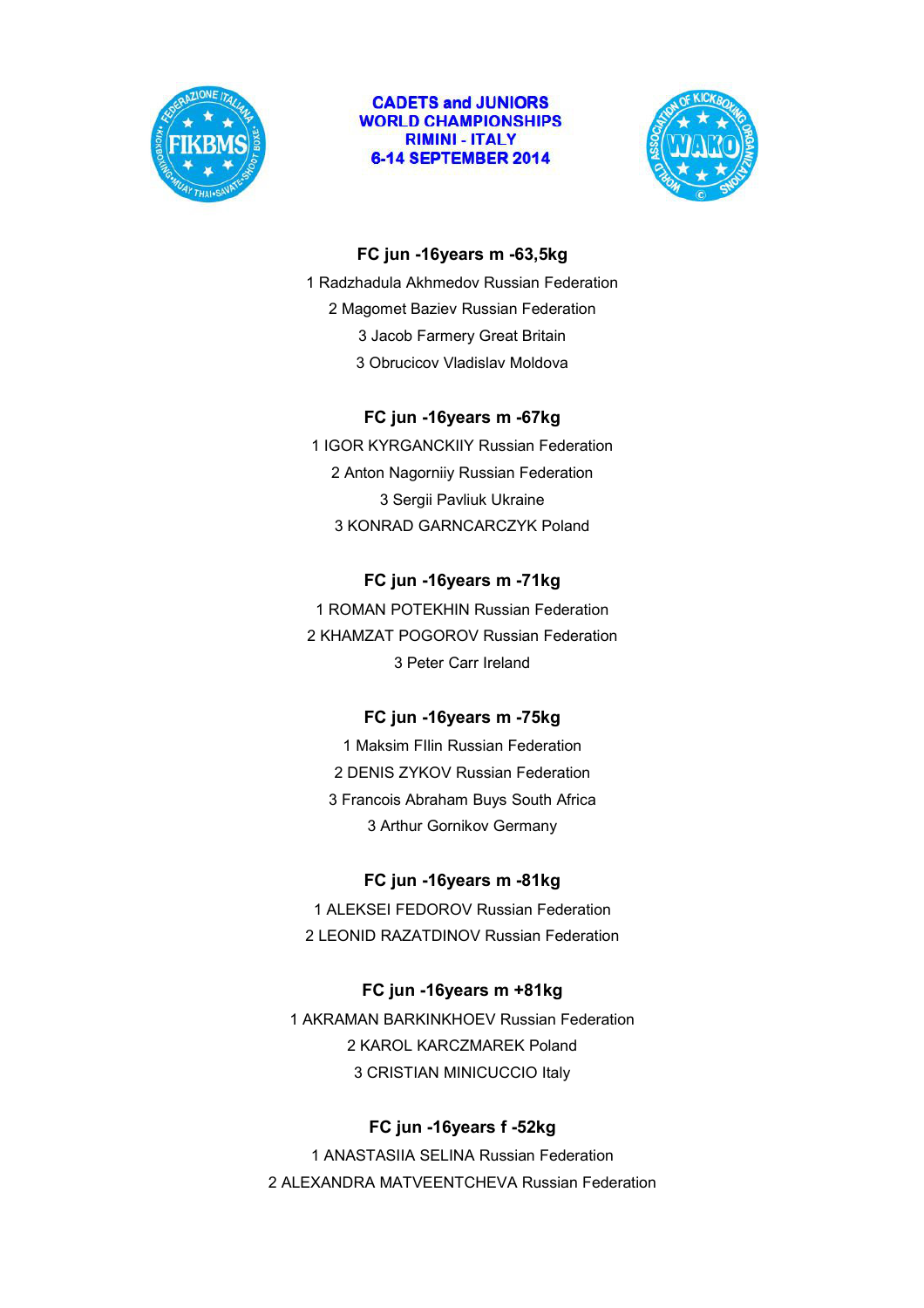**CADETS and JUNIORS**
**WORLD CHAMPIONSHIPS**
**RIMINI - ITALY**
**6-14 SEPTEMBER 2014**

### FC jun -16years m -63,5kg

1 Radzhadula Akhmedov Russian Federation
2 Magomet Baziev Russian Federation
3 Jacob Farmery Great Britain
3 Obrucicov Vladislav Moldova

### FC jun -16years m -67kg

1 IGOR KYRGANCKIIY Russian Federation
2 Anton Nagorniiy Russian Federation
3 Sergii Pavliuk Ukraine
3 KONRAD GARNCARCZYK Poland

### FC jun -16years m -71kg

1 ROMAN POTEKHIN Russian Federation
2 KHAMZAT POGOROV Russian Federation
3 Peter Carr Ireland

### FC jun -16years m -75kg

1 Maksim FIlin Russian Federation
2 DENIS ZYKOV Russian Federation
3 Francois Abraham Buys South Africa
3 Arthur Gornikov Germany

### FC jun -16years m -81kg

1 ALEKSEI FEDOROV Russian Federation
2 LEONID RAZATDINOV Russian Federation

### FC jun -16years m +81kg

1 AKRAMAN BARKINKHOEV Russian Federation
2 KAROL KARCZMAREK Poland
3 CRISTIAN MINICUCCIO Italy

### FC jun -16years f -52kg

1 ANASTASIIA SELINA Russian Federation
2 ALEXANDRA MATVEENTCHEVA Russian Federation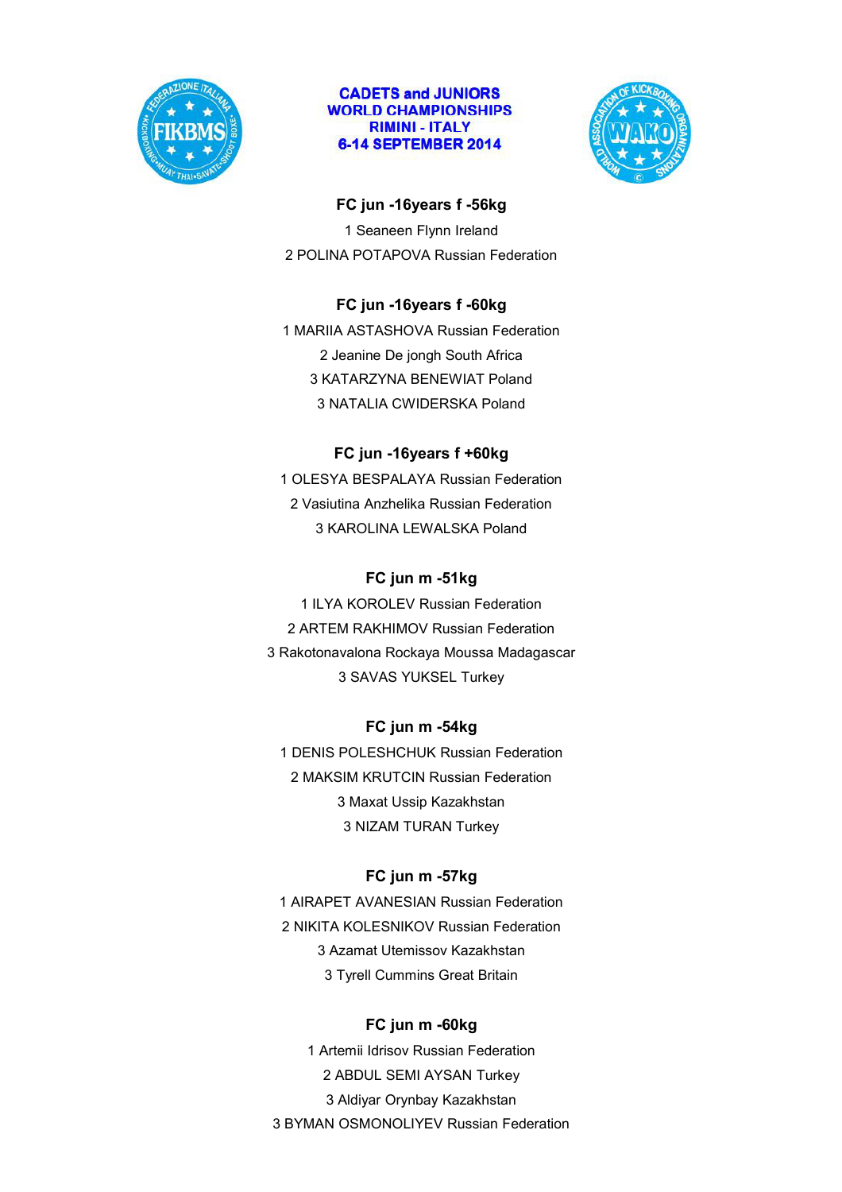**CADETS and JUNIORS**
**WORLD CHAMPIONSHIPS**
**RIMINI - ITALY**
**6-14 SEPTEMBER 2014**

### FC jun -16years f -56kg

1 Seaneen Flynn Ireland
2 POLINA POTAPOVA Russian Federation

### FC jun -16years f -60kg

1 MARIIA ASTASHOVA Russian Federation
2 Jeanine De jongh South Africa
3 KATARZYNA BENEWIAT Poland
3 NATALIA CWIDERSKA Poland

### FC jun -16years f +60kg

1 OLESYA BESPALAYA Russian Federation
2 Vasiutina Anzhelika Russian Federation
3 KAROLINA LEWALSKA Poland

### FC jun m -51kg

1 ILYA KOROLEV Russian Federation
2 ARTEM RAKHIMOV Russian Federation
3 Rakotonavalona Rockaya Moussa Madagascar
3 SAVAS YUKSEL Turkey

### FC jun m -54kg

1 DENIS POLESHCHUK Russian Federation
2 MAKSIM KRUTCIN Russian Federation
3 Maxat Ussip Kazakhstan
3 NIZAM TURAN Turkey

### FC jun m -57kg

1 AIRAPET AVANESIAN Russian Federation
2 NIKITA KOLESNIKOV Russian Federation
3 Azamat Utemissov Kazakhstan
3 Tyrell Cummins Great Britain

### FC jun m -60kg

1 Artemii Idrisov Russian Federation
2 ABDUL SEMI AYSAN Turkey
3 Aldiyar Orynbay Kazakhstan
3 BYMAN OSMONOLIYEV Russian Federation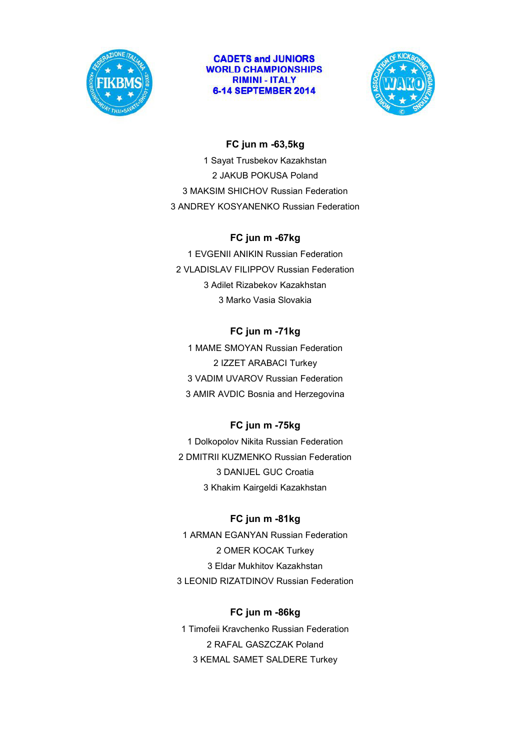**CADETS and JUNIORS**
**WORLD CHAMPIONSHIPS**
**RIMINI - ITALY**
**6-14 SEPTEMBER 2014**

### FC jun m -63,5kg

1 Sayat Trusbekov Kazakhstan
2 JAKUB POKUSA Poland
3 MAKSIM SHICHOV Russian Federation
3 ANDREY KOSYANENKO Russian Federation

### FC jun m -67kg

1 EVGENII ANIKIN Russian Federation
2 VLADISLAV FILIPPOV Russian Federation
3 Adilet Rizabekov Kazakhstan
3 Marko Vasia Slovakia

### FC jun m -71kg

1 MAME SMOYAN Russian Federation
2 IZZET ARABACI Turkey
3 VADIM UVAROV Russian Federation
3 AMIR AVDIC Bosnia and Herzegovina

### FC jun m -75kg

1 Dolkopolov Nikita Russian Federation
2 DMITRII KUZMENKO Russian Federation
3 DANIJEL GUC Croatia
3 Khakim Kairgeldi Kazakhstan

### FC jun m -81kg

1 ARMAN EGANYAN Russian Federation
2 OMER KOCAK Turkey
3 Eldar Mukhitov Kazakhstan
3 LEONID RIZATDINOV Russian Federation

### FC jun m -86kg

1 Timofeii Kravchenko Russian Federation
2 RAFAL GASZCZAK Poland
3 KEMAL SAMET SALDERE Turkey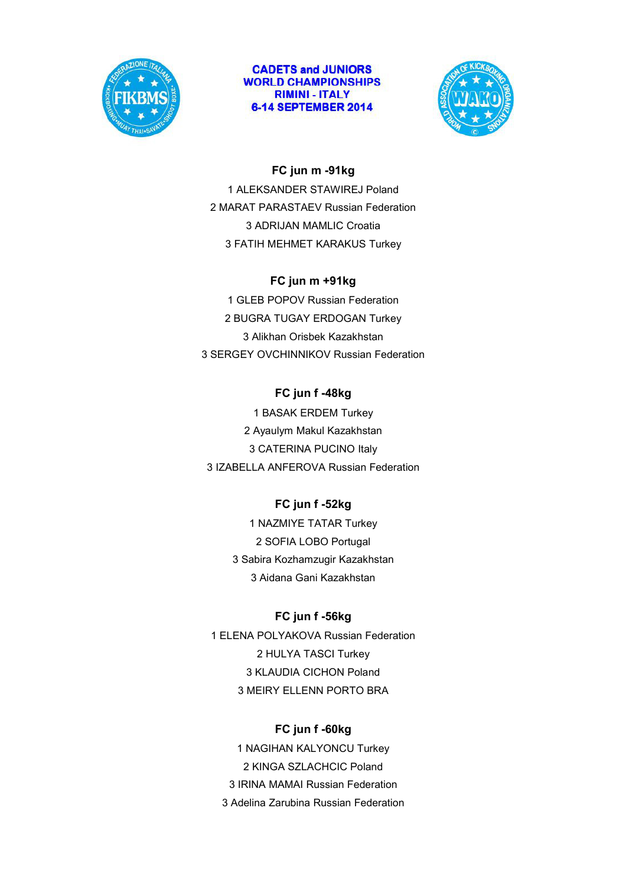CADETS and JUNIORS
WORLD CHAMPIONSHIPS
RIMINI - ITALY
6-14 SEPTEMBER 2014

### FC jun m -91kg

1 ALEKSANDER STAWIREJ Poland
2 MARAT PARASTAEV Russian Federation
3 ADRIJAN MAMLIC Croatia
3 FATIH MEHMET KARAKUS Turkey

### FC jun m +91kg

1 GLEB POPOV Russian Federation
2 BUGRA TUGAY ERDOGAN Turkey
3 Alikhan Orisbek Kazakhstan
3 SERGEY OVCHINNIKOV Russian Federation

### FC jun f -48kg

1 BASAK ERDEM Turkey
2 Ayaulym Makul Kazakhstan
3 CATERINA PUCINO Italy
3 IZABELLA ANFEROVA Russian Federation

### FC jun f -52kg

1 NAZMIYE TATAR Turkey
2 SOFIA LOBO Portugal
3 Sabira Kozhamzugir Kazakhstan
3 Aidana Gani Kazakhstan

### FC jun f -56kg

1 ELENA POLYAKOVA Russian Federation
2 HULYA TASCI Turkey
3 KLAUDIA CICHON Poland
3 MEIRY ELLENN PORTO BRA

### FC jun f -60kg

1 NAGIHAN KALYONCU Turkey
2 KINGA SZLACHCIC Poland
3 IRINA MAMAI Russian Federation
3 Adelina Zarubina Russian Federation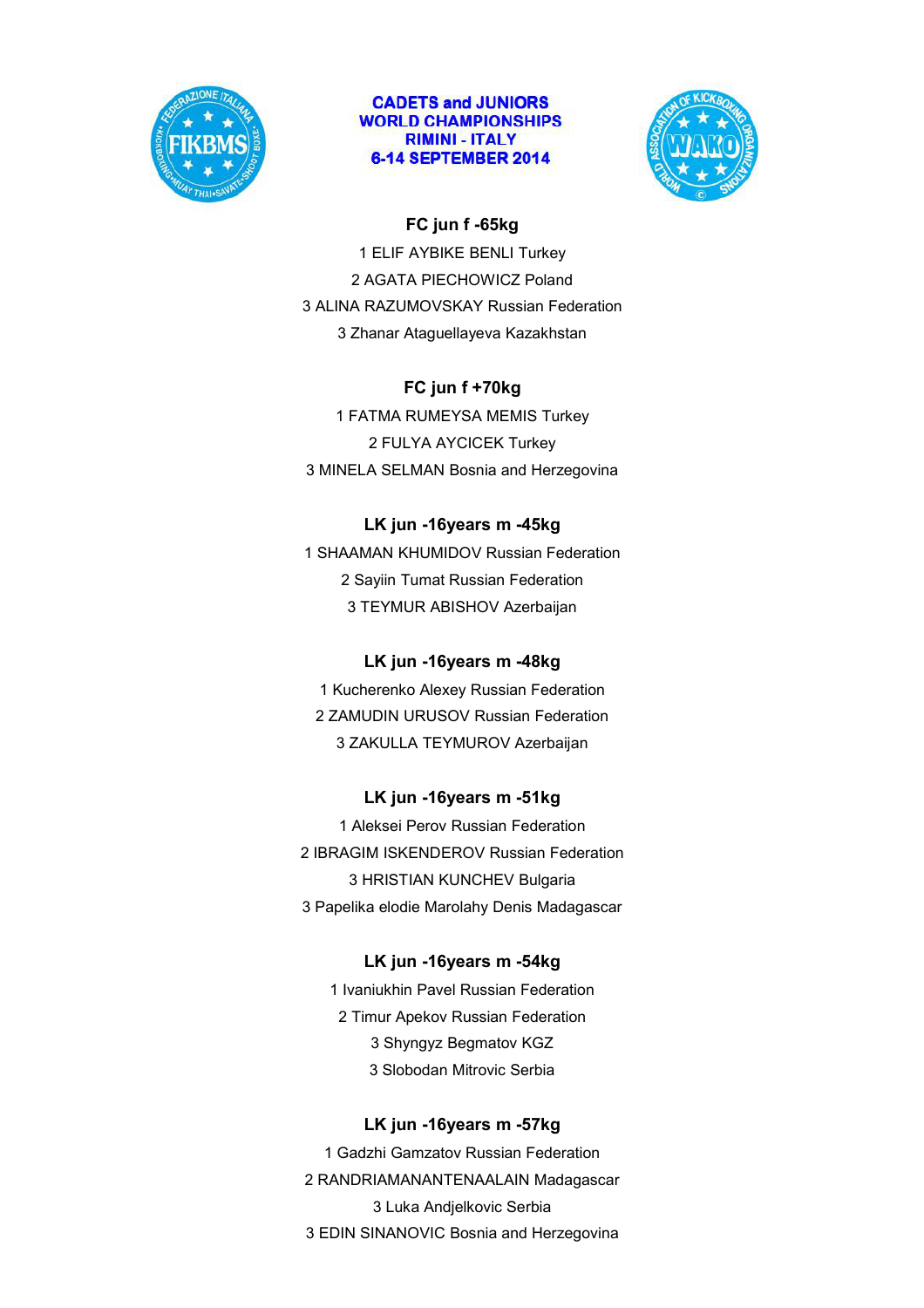**CADETS and JUNIORS**
**WORLD CHAMPIONSHIPS**
**RIMINI - ITALY**
**6-14 SEPTEMBER 2014**

### FC jun f -65kg

1 ELIF AYBIKE BENLI Turkey
2 AGATA PIECHOWICZ Poland
3 ALINA RAZUMOVSKAY Russian Federation
3 Zhanar Ataguellayeva Kazakhstan

### FC jun f +70kg

1 FATMA RUMEYSA MEMIS Turkey
2 FULYA AYCICEK Turkey
3 MINELA SELMAN Bosnia and Herzegovina

### LK jun -16years m -45kg

1 SHAAMAN KHUMIDOV Russian Federation
2 Sayiin Tumat Russian Federation
3 TEYMUR ABISHOV Azerbaijan

### LK jun -16years m -48kg

1 Kucherenko Alexey Russian Federation
2 ZAMUDIN URUSOV Russian Federation
3 ZAKULLA TEYMUROV Azerbaijan

### LK jun -16years m -51kg

1 Aleksei Perov Russian Federation
2 IBRAGIM ISKENDEROV Russian Federation
3 HRISTIAN KUNCHEV Bulgaria
3 Papelika elodie Marolahy Denis Madagascar

### LK jun -16years m -54kg

1 Ivaniukhin Pavel Russian Federation
2 Timur Apekov Russian Federation
3 Shyngyz Begmatov KGZ
3 Slobodan Mitrovic Serbia

### LK jun -16years m -57kg

1 Gadzhi Gamzatov Russian Federation
2 RANDRIAMANANTENAALAIN Madagascar
3 Luka Andjelkovic Serbia
3 EDIN SINANOVIC Bosnia and Herzegovina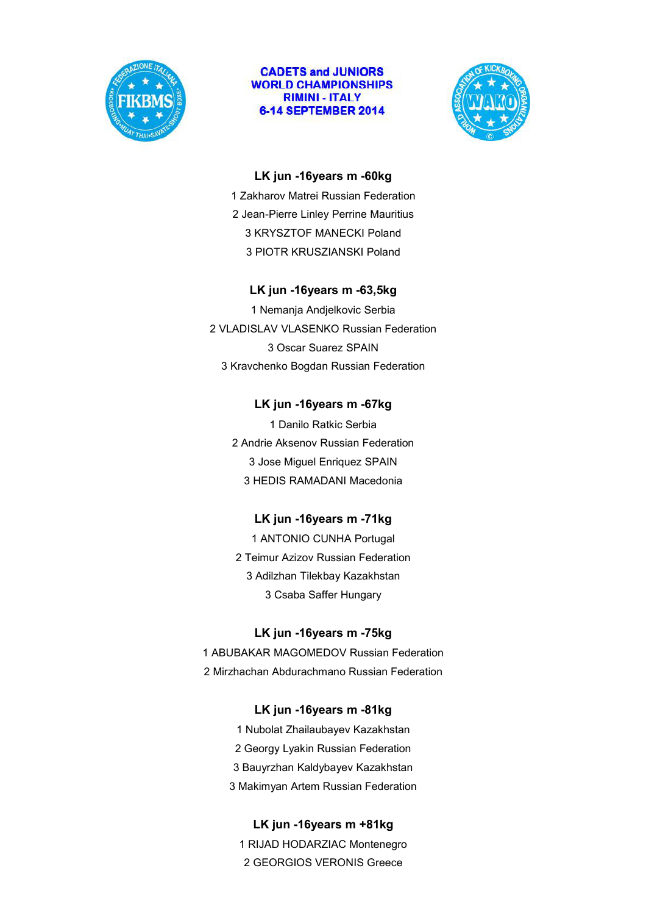**CADETS and JUNIORS**
**WORLD CHAMPIONSHIPS**
**RIMINI - ITALY**
**6-14 SEPTEMBER 2014**

### LK jun -16years m -60kg

1 Zakharov Matrei Russian Federation

2 Jean-Pierre Linley Perrine Mauritius

3 KRYSZTOF MANECKI Poland

3 PIOTR KRUSZIANSKI Poland

### LK jun -16years m -63,5kg

1 Nemanja Andjelkovic Serbia

2 VLADISLAV VLASENKO Russian Federation

3 Oscar Suarez SPAIN

3 Kravchenko Bogdan Russian Federation

### LK jun -16years m -67kg

1 Danilo Ratkic Serbia

2 Andrie Aksenov Russian Federation

3 Jose Miguel Enriquez SPAIN

3 HEDIS RAMADANI Macedonia

### LK jun -16years m -71kg

1 ANTONIO CUNHA Portugal

2 Teimur Azizov Russian Federation

3 Adilzhan Tilekbay Kazakhstan

3 Csaba Saffer Hungary

### LK jun -16years m -75kg

1 ABUBAKAR MAGOMEDOV Russian Federation

2 Mirzhachan Abdurachmano Russian Federation

### LK jun -16years m -81kg

1 Nubolat Zhailaubayev Kazakhstan

2 Georgy Lyakin Russian Federation

3 Bauyrzhan Kaldybayev Kazakhstan

3 Makimyan Artem Russian Federation

### LK jun -16years m +81kg

1 RIJAD HODARZIAC Montenegro

2 GEORGIOS VERONIS Greece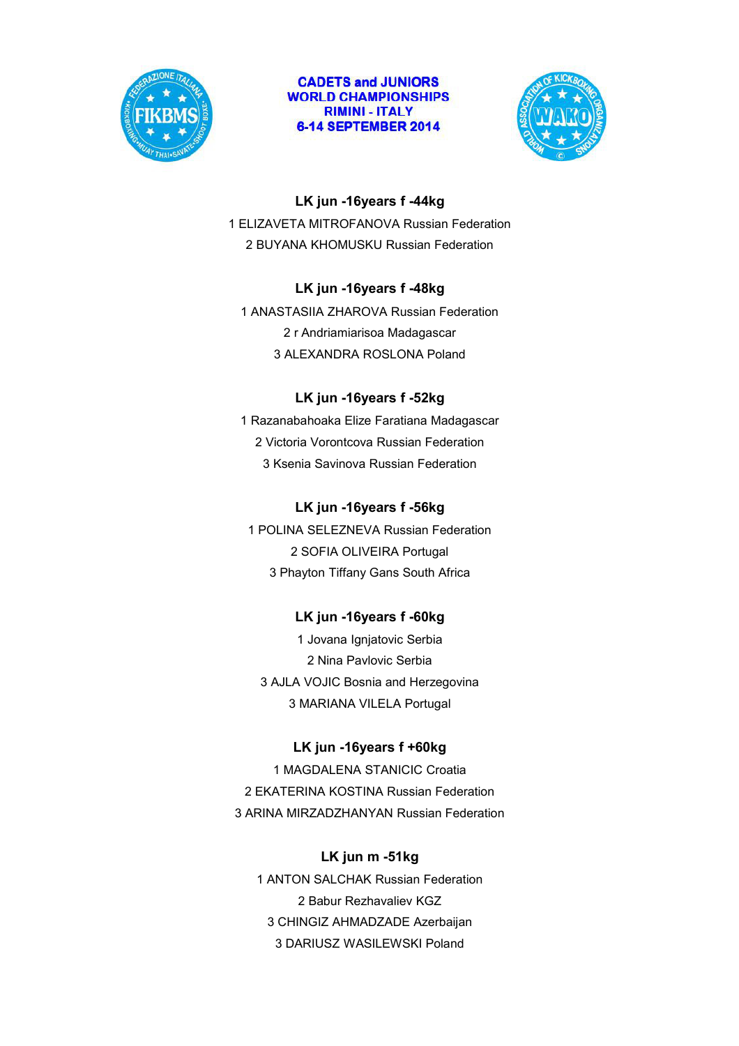**CADETS and JUNIORS WORLD CHAMPIONSHIPS**
**RIMINI - ITALY**
**6-14 SEPTEMBER 2014**

### LK jun -16years f -44kg

1 ELIZAVETA MITROFANOVA Russian Federation
2 BUYANA KHOMUSKU Russian Federation

### LK jun -16years f -48kg

1 ANASTASIIA ZHAROVA Russian Federation
2 r Andriamiarisoa Madagascar
3 ALEXANDRA ROSLONA Poland

### LK jun -16years f -52kg

1 Razanabahoaka Elize Faratiana Madagascar
2 Victoria Vorontcova Russian Federation
3 Ksenia Savinova Russian Federation

### LK jun -16years f -56kg

1 POLINA SELEZNEVA Russian Federation
2 SOFIA OLIVEIRA Portugal
3 Phayton Tiffany Gans South Africa

### LK jun -16years f -60kg

1 Jovana Ignjatovic Serbia
2 Nina Pavlovic Serbia
3 AJLA VOJIC Bosnia and Herzegovina
3 MARIANA VILELA Portugal

### LK jun -16years f +60kg

1 MAGDALENA STANICIC Croatia
2 EKATERINA KOSTINA Russian Federation
3 ARINA MIRZADZHANYAN Russian Federation

### LK jun m -51kg

1 ANTON SALCHAK Russian Federation
2 Babur Rezhavaliev KGZ
3 CHINGIZ AHMADZADE Azerbaijan
3 DARIUSZ WASILEWSKI Poland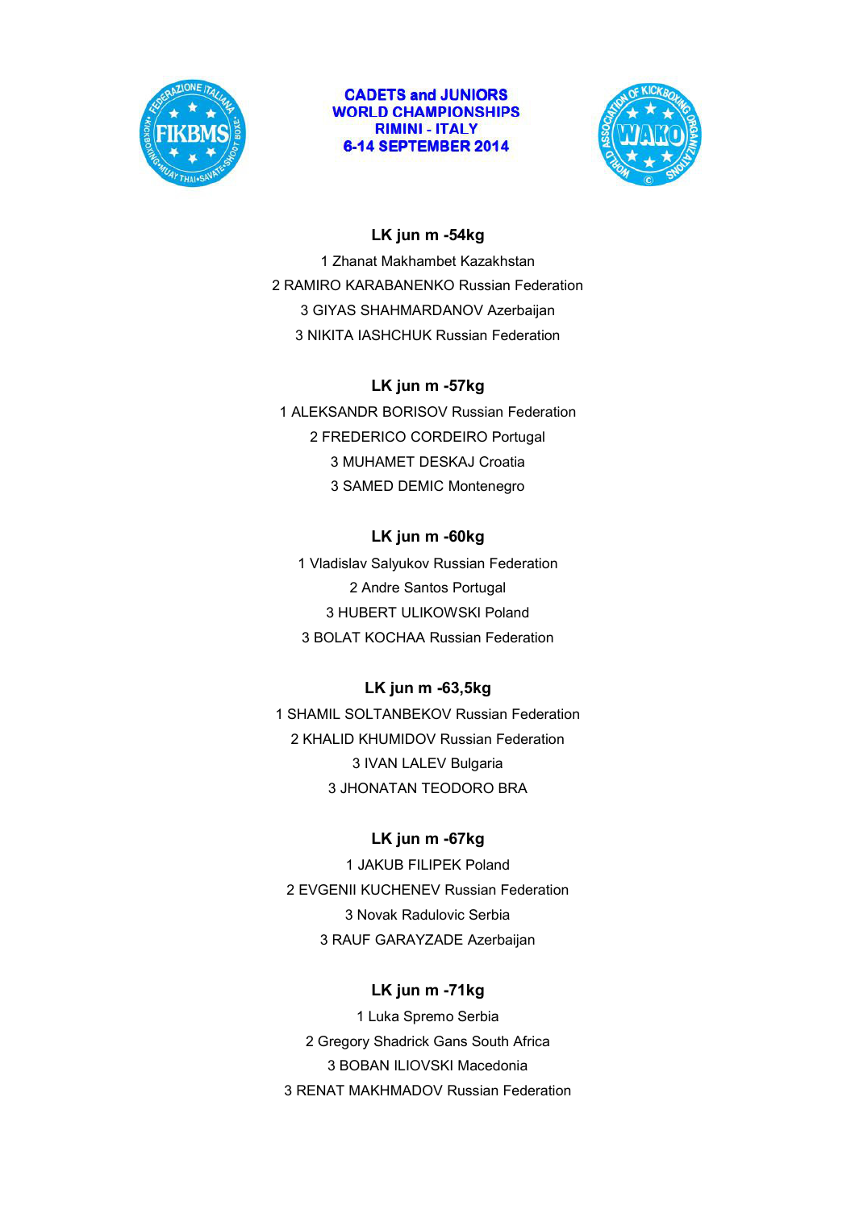**CADETS and JUNIORS**
**WORLD CHAMPIONSHIPS**
**RIMINI - ITALY**
**6-14 SEPTEMBER 2014**

### LK jun m -54kg

1 Zhanat Makhambet Kazakhstan
2 RAMIRO KARABANENKO Russian Federation
3 GIYAS SHAHMARDANOV Azerbaijan
3 NIKITA IASHCHUK Russian Federation

### LK jun m -57kg

1 ALEKSANDR BORISOV Russian Federation
2 FREDERICO CORDEIRO Portugal
3 MUHAMET DESKAJ Croatia
3 SAMED DEMIC Montenegro

### LK jun m -60kg

1 Vladislav Salyukov Russian Federation
2 Andre Santos Portugal
3 HUBERT ULIKOWSKI Poland
3 BOLAT KOCHAA Russian Federation

### LK jun m -63,5kg

1 SHAMIL SOLTANBEKOV Russian Federation
2 KHALID KHUMIDOV Russian Federation
3 IVAN LALEV Bulgaria
3 JHONATAN TEODORO BRA

### LK jun m -67kg

1 JAKUB FILIPEK Poland
2 EVGENII KUCHENEV Russian Federation
3 Novak Radulovic Serbia
3 RAUF GARAYZADE Azerbaijan

### LK jun m -71kg

1 Luka Spremo Serbia
2 Gregory Shadrick Gans South Africa
3 BOBAN ILIOVSKI Macedonia
3 RENAT MAKHMADOV Russian Federation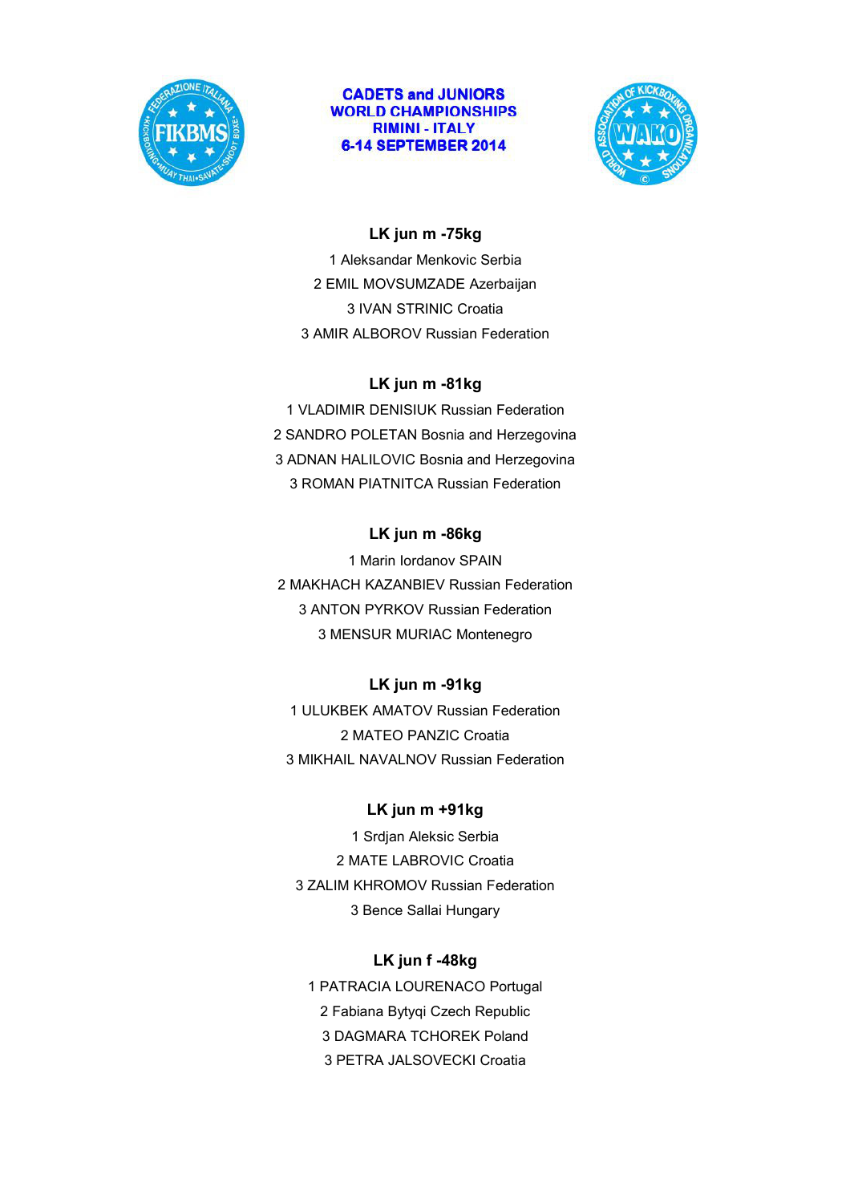**CADETS and JUNIORS**
**WORLD CHAMPIONSHIPS**
**RIMINI - ITALY**
**6-14 SEPTEMBER 2014**

### LK jun m -75kg

1 Aleksandar Menkovic Serbia
2 EMIL MOVSUMZADE Azerbaijan
3 IVAN STRINIC Croatia
3 AMIR ALBOROV Russian Federation

### LK jun m -81kg

1 VLADIMIR DENISIUK Russian Federation
2 SANDRO POLETAN Bosnia and Herzegovina
3 ADNAN HALILOVIC Bosnia and Herzegovina
3 ROMAN PIATNITCA Russian Federation

### LK jun m -86kg

1 Marin Iordanov SPAIN
2 MAKHACH KAZANBIEV Russian Federation
3 ANTON PYRKOV Russian Federation
3 MENSUR MURIAC Montenegro

### LK jun m -91kg

1 ULUKBEK AMATOV Russian Federation
2 MATEO PANZIC Croatia
3 MIKHAIL NAVALNOV Russian Federation

### LK jun m +91kg

1 Srdjan Aleksic Serbia
2 MATE LABROVIC Croatia
3 ZALIM KHROMOV Russian Federation
3 Bence Sallai Hungary

### LK jun f -48kg

1 PATRACIA LOURENACO Portugal
2 Fabiana Bytyqi Czech Republic
3 DAGMARA TCHOREK Poland
3 PETRA JALSOVECKI Croatia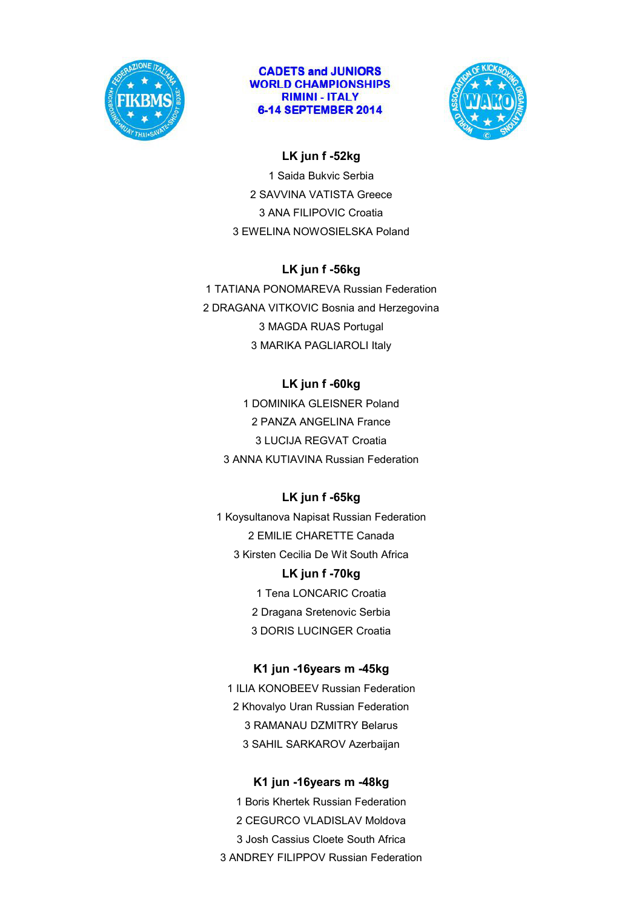**CADETS and JUNIORS**
**WORLD CHAMPIONSHIPS**
**RIMINI - ITALY**
**6-14 SEPTEMBER 2014**

### LK jun f -52kg

1 Saida Bukvic Serbia
2 SAVVINA VATISTA Greece
3 ANA FILIPOVIC Croatia
3 EWELINA NOWOSIELSKA Poland

### LK jun f -56kg

1 TATIANA PONOMAREVA Russian Federation
2 DRAGANA VITKOVIC Bosnia and Herzegovina
3 MAGDA RUAS Portugal
3 MARIKA PAGLIAROLI Italy

### LK jun f -60kg

1 DOMINIKA GLEISNER Poland
2 PANZA ANGELINA France
3 LUCIJA REGVAT Croatia
3 ANNA KUTIAVINA Russian Federation

### LK jun f -65kg

1 Koysultanova Napisat Russian Federation
2 EMILIE CHARETTE Canada
3 Kirsten Cecilia De Wit South Africa

### LK jun f -70kg

1 Tena LONCARIC Croatia
2 Dragana Sretenovic Serbia
3 DORIS LUCINGER Croatia

### K1 jun -16years m -45kg

1 ILIA KONOBEEV Russian Federation
2 Khovalyo Uran Russian Federation
3 RAMANAU DZMITRY Belarus
3 SAHIL SARKAROV Azerbaijan

### K1 jun -16years m -48kg

1 Boris Khertek Russian Federation
2 CEGURCO VLADISLAV Moldova
3 Josh Cassius Cloete South Africa
3 ANDREY FILIPPOV Russian Federation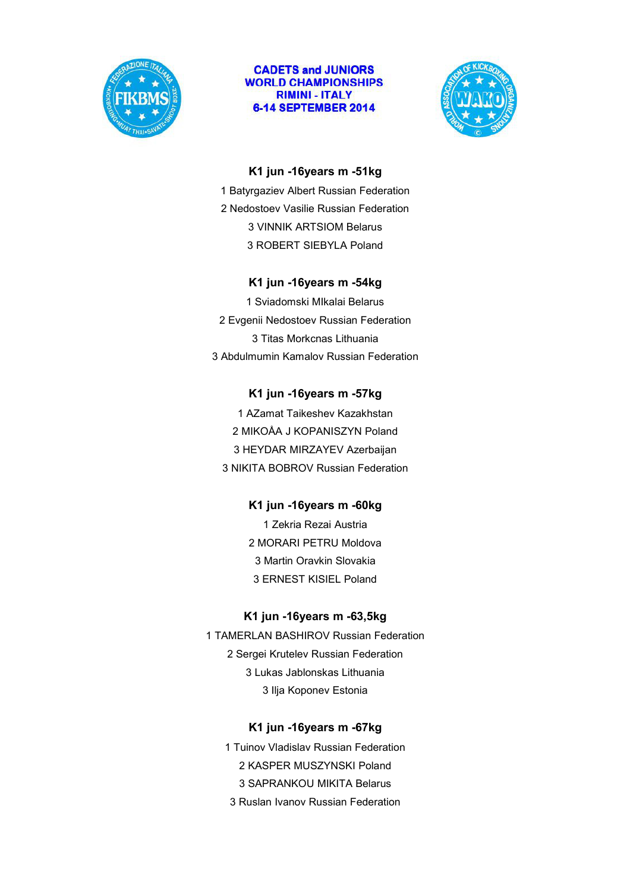**CADETS and JUNIORS**
**WORLD CHAMPIONSHIPS**
**RIMINI - ITALY**
**6-14 SEPTEMBER 2014**

### K1 jun -16years m -51kg

1 Batyrgaziev Albert Russian Federation
2 Nedostoev Vasilie Russian Federation
3 VINNIK ARTSIOM Belarus
3 ROBERT SIEBYLA Poland

### K1 jun -16years m -54kg

1 Sviadomski MIkalai Belarus
2 Evgenii Nedostoev Russian Federation
3 Titas Morkcnas Lithuania
3 Abdulmumin Kamalov Russian Federation

### K1 jun -16years m -57kg

1 AZamat Taikeshev Kazakhstan
2 MIKOÅA J KOPANISZYN Poland
3 HEYDAR MIRZAYEV Azerbaijan
3 NIKITA BOBROV Russian Federation

### K1 jun -16years m -60kg

1 Zekria Rezai Austria
2 MORARI PETRU Moldova
3 Martin Oravkin Slovakia
3 ERNEST KISIEL Poland

### K1 jun -16years m -63,5kg

1 TAMERLAN BASHIROV Russian Federation
2 Sergei Krutelev Russian Federation
3 Lukas Jablonskas Lithuania
3 Ilja Koponev Estonia

### K1 jun -16years m -67kg

1 Tuinov Vladislav Russian Federation
2 KASPER MUSZYNSKI Poland
3 SAPRANKOU MIKITA Belarus
3 Ruslan Ivanov Russian Federation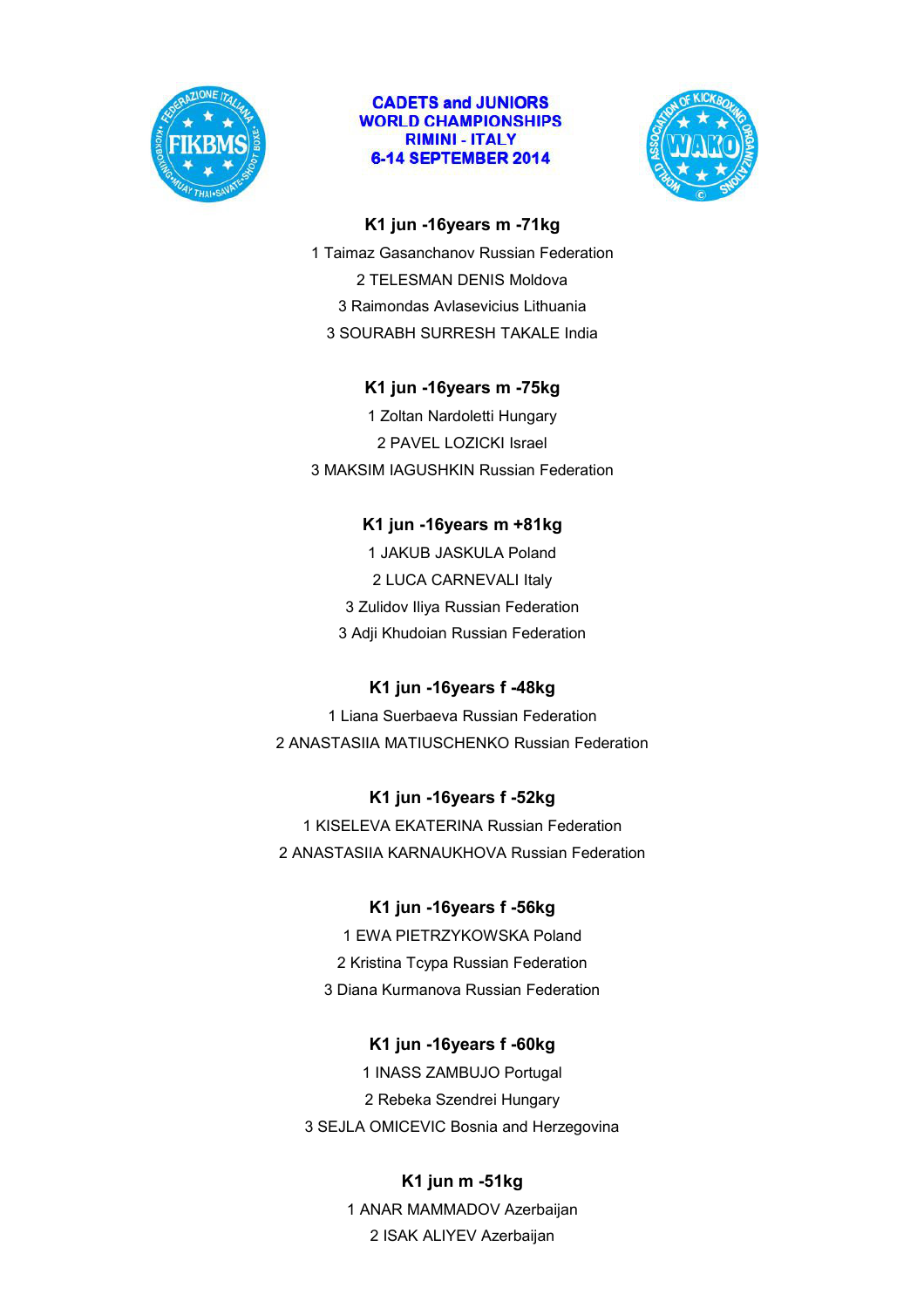**CADETS and JUNIORS**
**WORLD CHAMPIONSHIPS**
**RIMINI - ITALY**
**6-14 SEPTEMBER 2014**

### K1 jun -16years m -71kg

1 Taimaz Gasanchanov Russian Federation

2 TELESMAN DENIS Moldova

3 Raimondas Avlasevicius Lithuania

3 SOURABH SURRESH TAKALE India

### K1 jun -16years m -75kg

1 Zoltan Nardoletti Hungary

2 PAVEL LOZICKI Israel

3 MAKSIM IAGUSHKIN Russian Federation

### K1 jun -16years m +81kg

1 JAKUB JASKULA Poland

2 LUCA CARNEVALI Italy

3 Zulidov Iliya Russian Federation

3 Adji Khudoian Russian Federation

### K1 jun -16years f -48kg

1 Liana Suerbaeva Russian Federation

2 ANASTASIIA MATIUSCHENKO Russian Federation

### K1 jun -16years f -52kg

1 KISELEVA EKATERINA Russian Federation

2 ANASTASIIA KARNAUKHOVA Russian Federation

### K1 jun -16years f -56kg

1 EWA PIETRZYKOWSKA Poland

2 Kristina Tcypa Russian Federation

3 Diana Kurmanova Russian Federation

### K1 jun -16years f -60kg

1 INASS ZAMBUJO Portugal

2 Rebeka Szendrei Hungary

3 SEJLA OMICEVIC Bosnia and Herzegovina

### K1 jun m -51kg

1 ANAR MAMMADOV Azerbaijan

2 ISAK ALIYEV Azerbaijan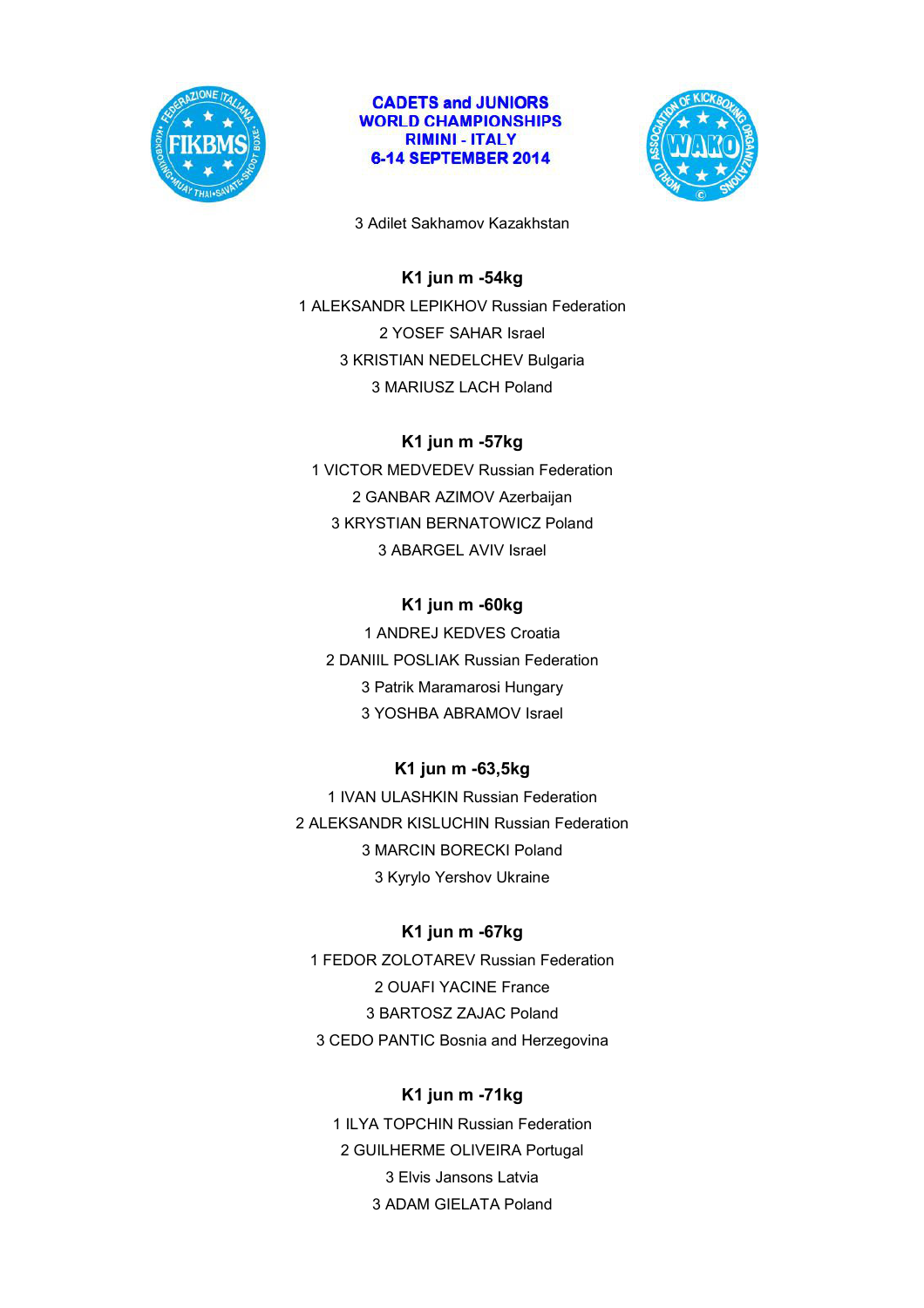3 Adilet Sakhamov Kazakhstan

### K1 jun m -54kg

1 ALEKSANDR LEPIKHOV Russian Federation

2 YOSEF SAHAR Israel

3 KRISTIAN NEDELCHEV Bulgaria

3 MARIUSZ LACH Poland

### K1 jun m -57kg

1 VICTOR MEDVEDEV Russian Federation

2 GANBAR AZIMOV Azerbaijan

3 KRYSTIAN BERNATOWICZ Poland

3 ABARGEL AVIV Israel

### K1 jun m -60kg

1 ANDREJ KEDVES Croatia

2 DANIIL POSLIAK Russian Federation

3 Patrik Maramarosi Hungary

3 YOSHBA ABRAMOV Israel

### K1 jun m -63,5kg

1 IVAN ULASHKIN Russian Federation

2 ALEKSANDR KISLUCHIN Russian Federation

3 MARCIN BORECKI Poland

3 Kyrylo Yershov Ukraine

### K1 jun m -67kg

1 FEDOR ZOLOTAREV Russian Federation

2 OUAFI YACINE France

3 BARTOSZ ZAJAC Poland

3 CEDO PANTIC Bosnia and Herzegovina

### K1 jun m -71kg

1 ILYA TOPCHIN Russian Federation

2 GUILHERME OLIVEIRA Portugal

3 Elvis Jansons Latvia

3 ADAM GIELATA Poland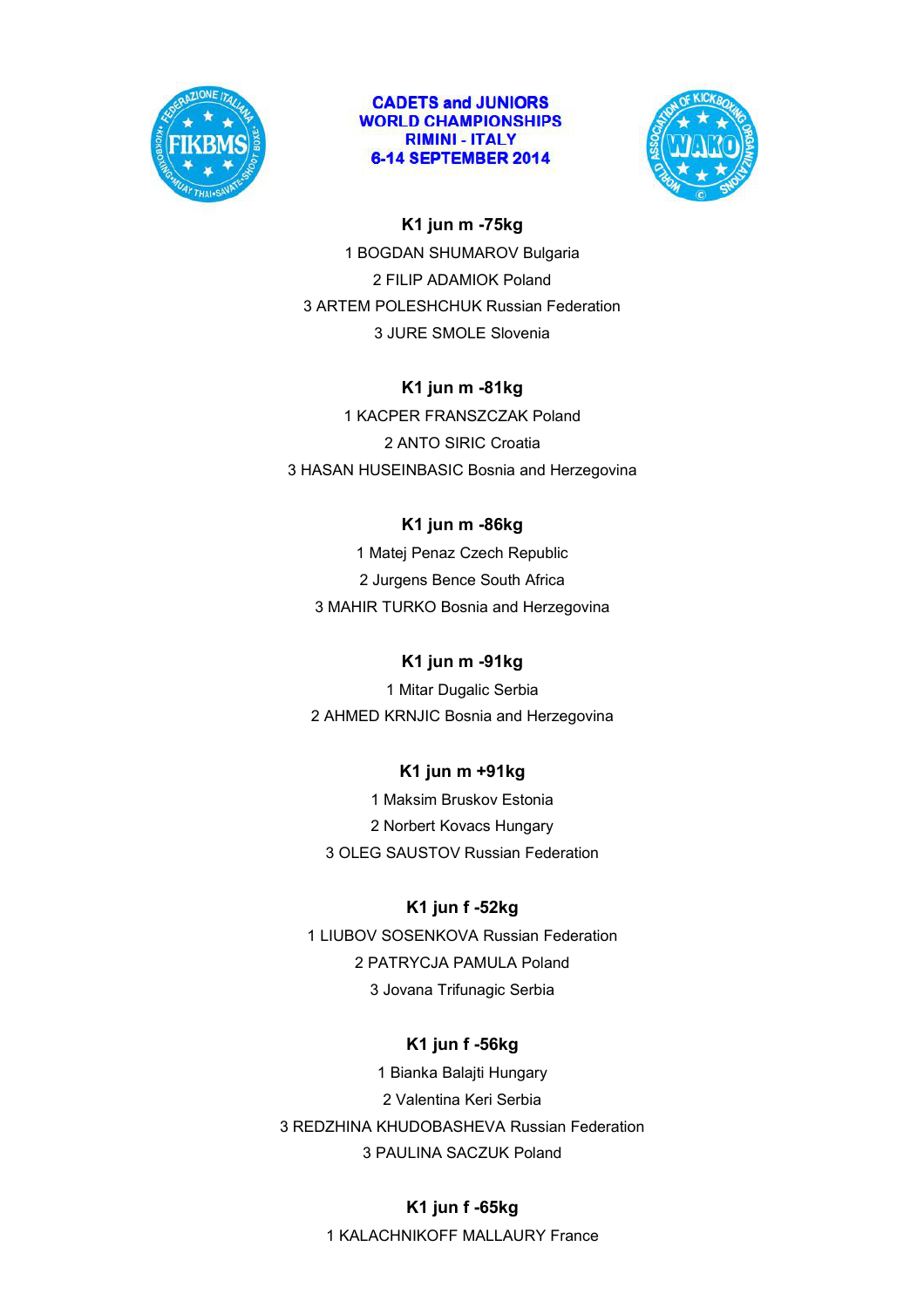CADETS and JUNIORS
WORLD CHAMPIONSHIPS
RIMINI - ITALY
6-14 SEPTEMBER 2014

**K1 jun m -75kg**

1 BOGDAN SHUMAROV Bulgaria
2 FILIP ADAMIOK Poland
3 ARTEM POLESHCHUK Russian Federation
3 JURE SMOLE Slovenia

**K1 jun m -81kg**

1 KACPER FRANSZCZAK Poland
2 ANTO SIRIC Croatia
3 HASAN HUSEINBASIC Bosnia and Herzegovina

**K1 jun m -86kg**

1 Matej Penaz Czech Republic
2 Jurgens Bence South Africa
3 MAHIR TURKO Bosnia and Herzegovina

**K1 jun m -91kg**

1 Mitar Dugalic Serbia
2 AHMED KRNJIC Bosnia and Herzegovina

**K1 jun m +91kg**

1 Maksim Bruskov Estonia
2 Norbert Kovacs Hungary
3 OLEG SAUSTOV Russian Federation

**K1 jun f -52kg**

1 LIUBOV SOSENKOVA Russian Federation
2 PATRYCJA PAMULA Poland
3 Jovana Trifunagic Serbia

**K1 jun f -56kg**

1 Bianka Balajti Hungary
2 Valentina Keri Serbia
3 REDZHINA KHUDOBASHEVA Russian Federation
3 PAULINA SACZUK Poland

**K1 jun f -65kg**

1 KALACHNIKOFF MALLAURY France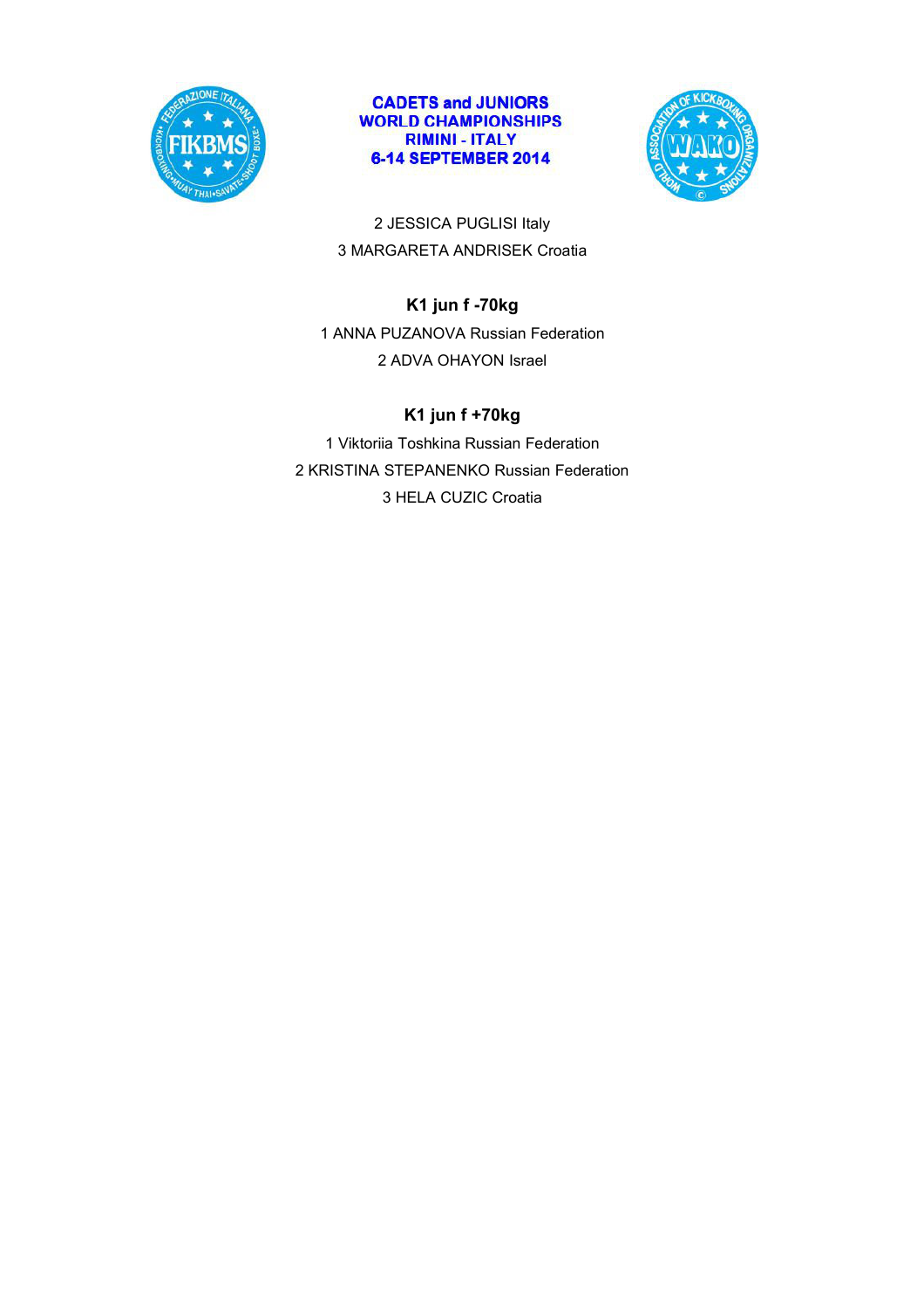2 JESSICA PUGLISI Italy

3 MARGARETA ANDRISEK Croatia

### K1 jun f -70kg

1 ANNA PUZANOVA Russian Federation

2 ADVA OHAYON Israel

### K1 jun f +70kg

1 Viktoriia Toshkina Russian Federation

2 KRISTINA STEPANENKO Russian Federation

3 HELA CUZIC Croatia